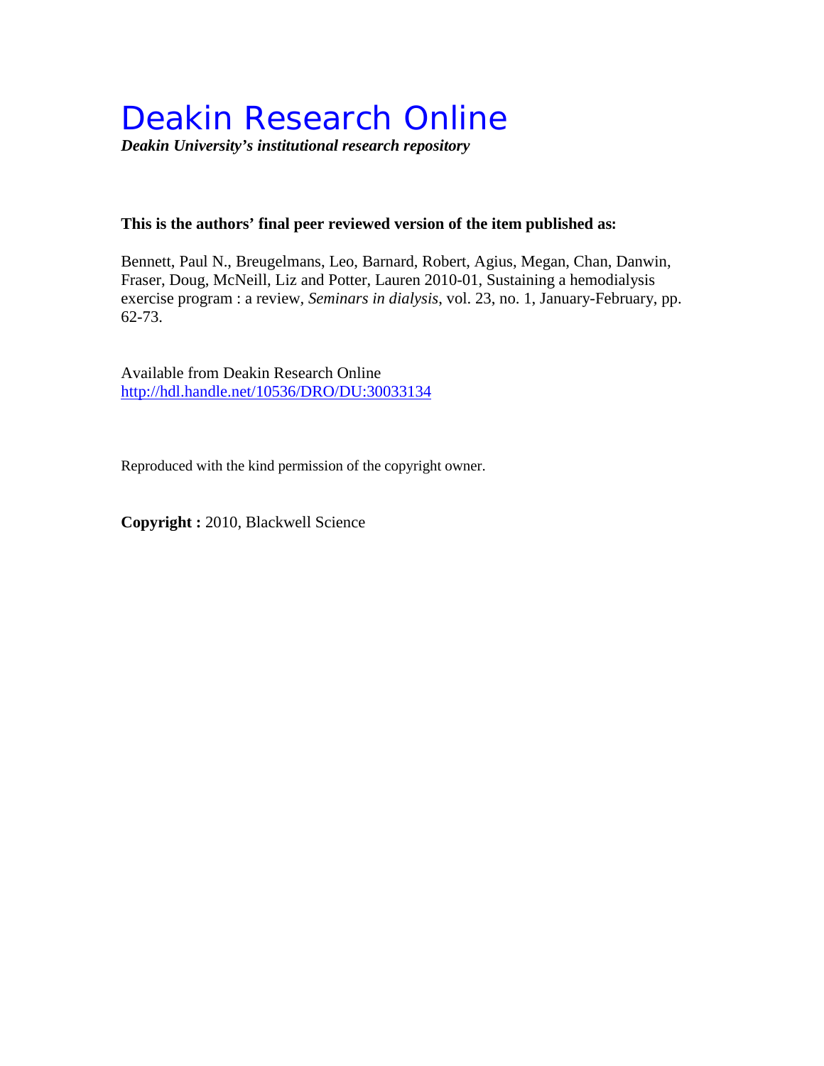# Deakin Research Online

***Deakin University's institutional research repository***

**This is the authors' final peer reviewed version of the item published as:**

Bennett, Paul N., Breugelmans, Leo, Barnard, Robert, Agius, Megan, Chan, Danwin, Fraser, Doug, McNeill, Liz and Potter, Lauren 2010-01, Sustaining a hemodialysis exercise program : a review, *Seminars in dialysis*, vol. 23, no. 1, January-February, pp. 62-73.

Available from Deakin Research Online
http://hdl.handle.net/10536/DRO/DU:30033134

Reproduced with the kind permission of the copyright owner.

**Copyright :** 2010, Blackwell Science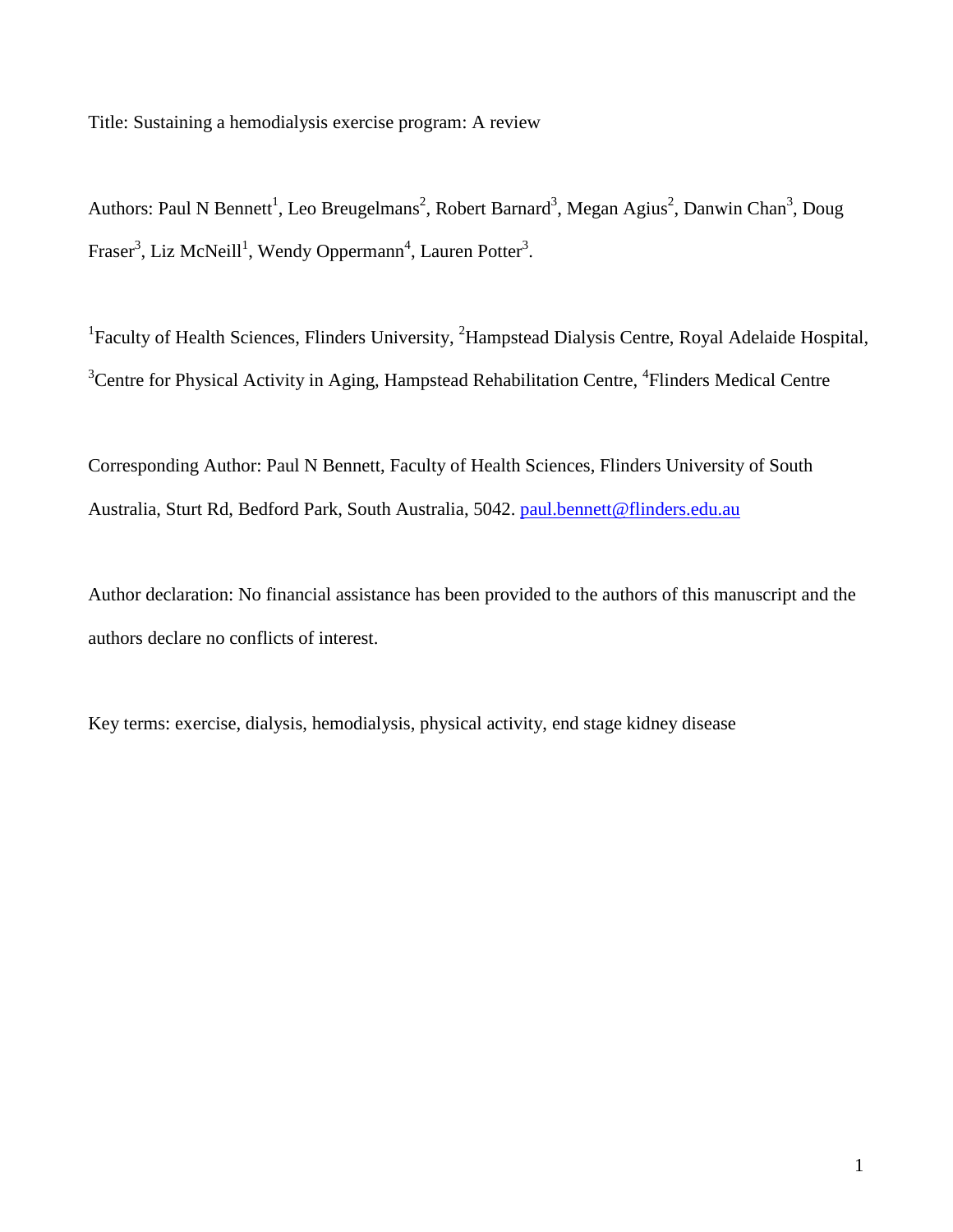Title: Sustaining a hemodialysis exercise program: A review

Authors: Paul N Bennett[1], Leo Breugelmans[2], Robert Barnard[3], Megan Agius[2], Danwin Chan[3], Doug Fraser[3], Liz McNeill[1], Wendy Oppermann[4], Lauren Potter[3].

[1]Faculty of Health Sciences, Flinders University, [2]Hampstead Dialysis Centre, Royal Adelaide Hospital, [3]Centre for Physical Activity in Aging, Hampstead Rehabilitation Centre, [4]Flinders Medical Centre

Corresponding Author: Paul N Bennett, Faculty of Health Sciences, Flinders University of South Australia, Sturt Rd, Bedford Park, South Australia, 5042. paul.bennett@flinders.edu.au

Author declaration: No financial assistance has been provided to the authors of this manuscript and the authors declare no conflicts of interest.

Key terms: exercise, dialysis, hemodialysis, physical activity, end stage kidney disease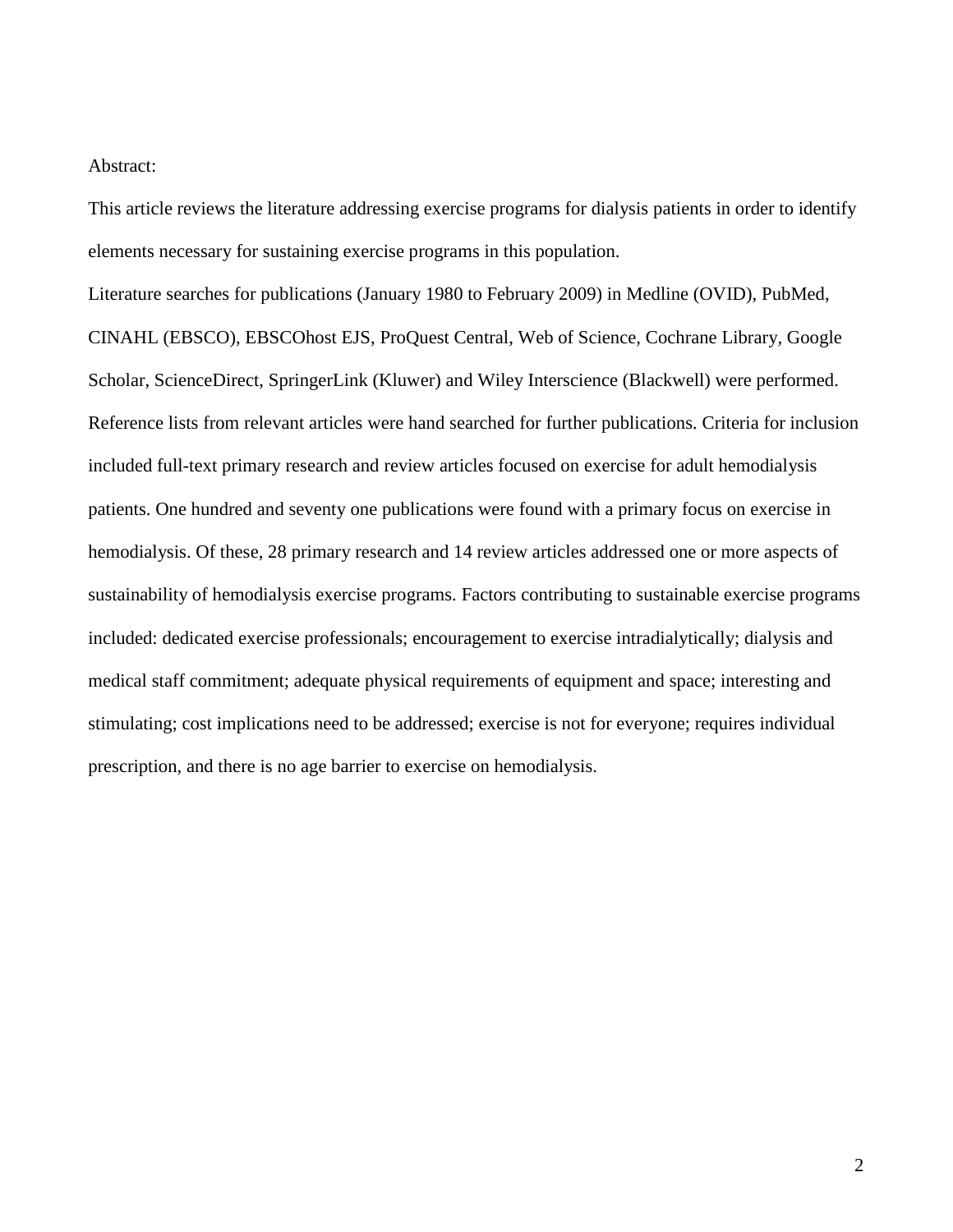Abstract:

This article reviews the literature addressing exercise programs for dialysis patients in order to identify elements necessary for sustaining exercise programs in this population.

Literature searches for publications (January 1980 to February 2009) in Medline (OVID), PubMed, CINAHL (EBSCO), EBSCOhost EJS, ProQuest Central, Web of Science, Cochrane Library, Google Scholar, ScienceDirect, SpringerLink (Kluwer) and Wiley Interscience (Blackwell) were performed. Reference lists from relevant articles were hand searched for further publications. Criteria for inclusion included full-text primary research and review articles focused on exercise for adult hemodialysis patients. One hundred and seventy one publications were found with a primary focus on exercise in hemodialysis. Of these, 28 primary research and 14 review articles addressed one or more aspects of sustainability of hemodialysis exercise programs. Factors contributing to sustainable exercise programs included: dedicated exercise professionals; encouragement to exercise intradialytically; dialysis and medical staff commitment; adequate physical requirements of equipment and space; interesting and stimulating; cost implications need to be addressed; exercise is not for everyone; requires individual prescription, and there is no age barrier to exercise on hemodialysis.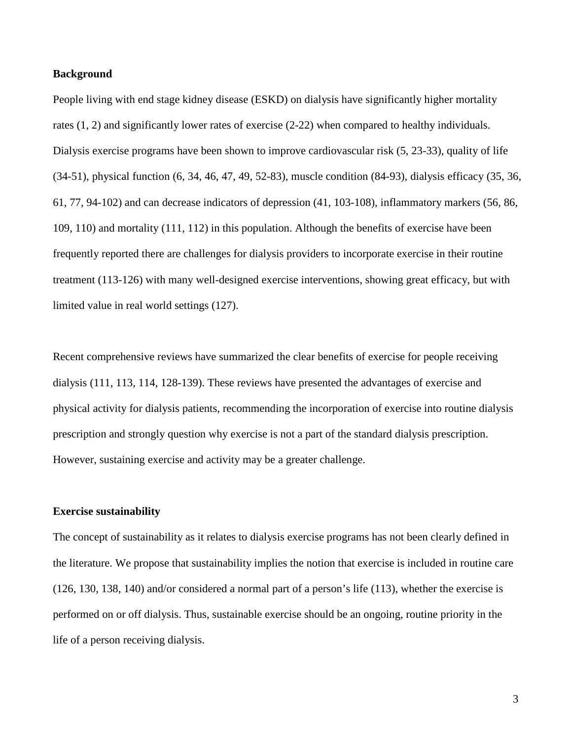**Background**

People living with end stage kidney disease (ESKD) on dialysis have significantly higher mortality rates (1, 2) and significantly lower rates of exercise (2-22) when compared to healthy individuals. Dialysis exercise programs have been shown to improve cardiovascular risk (5, 23-33), quality of life (34-51), physical function (6, 34, 46, 47, 49, 52-83), muscle condition (84-93), dialysis efficacy (35, 36, 61, 77, 94-102) and can decrease indicators of depression (41, 103-108), inflammatory markers (56, 86, 109, 110) and mortality (111, 112) in this population. Although the benefits of exercise have been frequently reported there are challenges for dialysis providers to incorporate exercise in their routine treatment (113-126) with many well-designed exercise interventions, showing great efficacy, but with limited value in real world settings (127).

Recent comprehensive reviews have summarized the clear benefits of exercise for people receiving dialysis (111, 113, 114, 128-139). These reviews have presented the advantages of exercise and physical activity for dialysis patients, recommending the incorporation of exercise into routine dialysis prescription and strongly question why exercise is not a part of the standard dialysis prescription. However, sustaining exercise and activity may be a greater challenge.

**Exercise sustainability**

The concept of sustainability as it relates to dialysis exercise programs has not been clearly defined in the literature. We propose that sustainability implies the notion that exercise is included in routine care (126, 130, 138, 140) and/or considered a normal part of a person's life (113), whether the exercise is performed on or off dialysis. Thus, sustainable exercise should be an ongoing, routine priority in the life of a person receiving dialysis.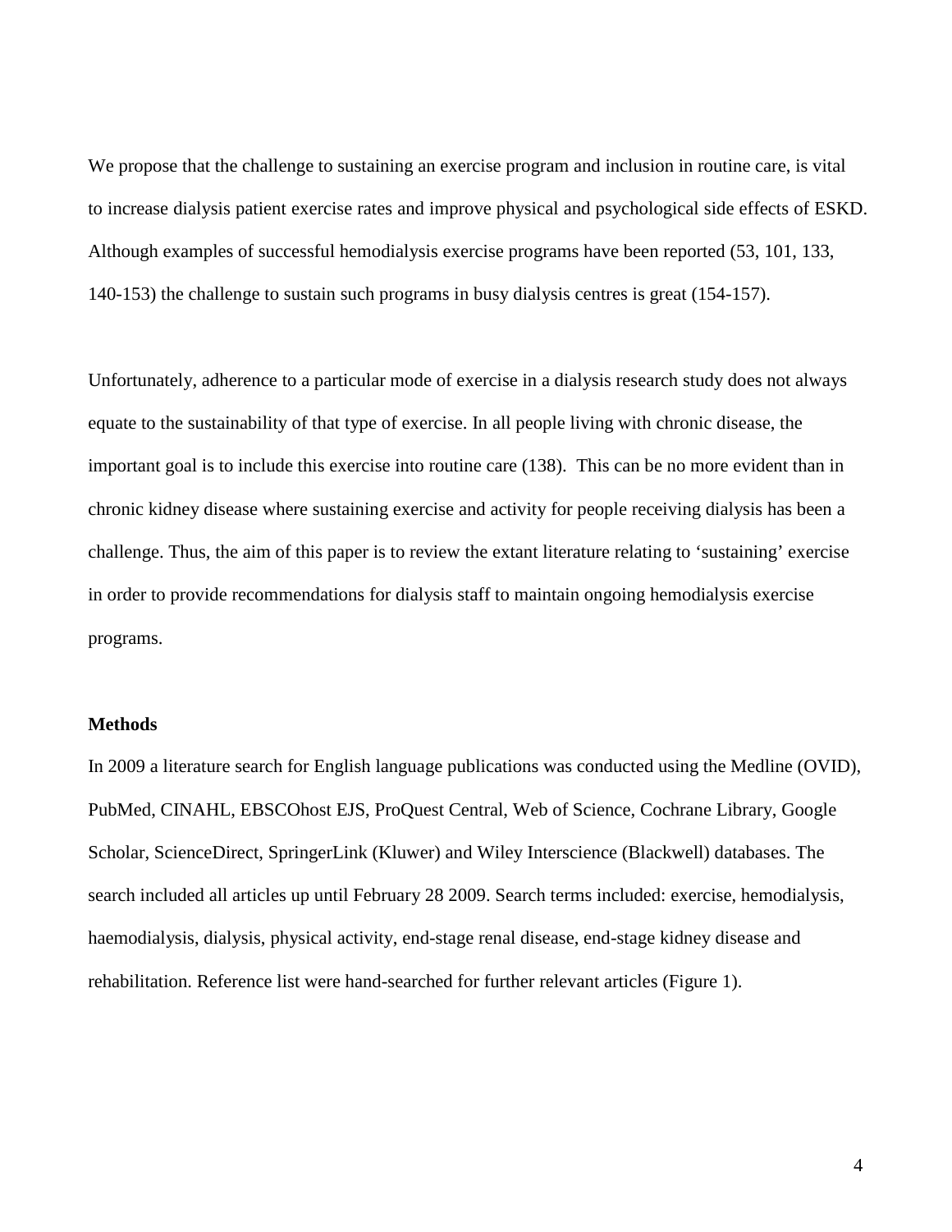We propose that the challenge to sustaining an exercise program and inclusion in routine care, is vital to increase dialysis patient exercise rates and improve physical and psychological side effects of ESKD. Although examples of successful hemodialysis exercise programs have been reported (53, 101, 133, 140-153) the challenge to sustain such programs in busy dialysis centres is great (154-157).

Unfortunately, adherence to a particular mode of exercise in a dialysis research study does not always equate to the sustainability of that type of exercise. In all people living with chronic disease, the important goal is to include this exercise into routine care (138). This can be no more evident than in chronic kidney disease where sustaining exercise and activity for people receiving dialysis has been a challenge. Thus, the aim of this paper is to review the extant literature relating to 'sustaining' exercise in order to provide recommendations for dialysis staff to maintain ongoing hemodialysis exercise programs.

**Methods**

In 2009 a literature search for English language publications was conducted using the Medline (OVID), PubMed, CINAHL, EBSCOhost EJS, ProQuest Central, Web of Science, Cochrane Library, Google Scholar, ScienceDirect, SpringerLink (Kluwer) and Wiley Interscience (Blackwell) databases. The search included all articles up until February 28 2009. Search terms included: exercise, hemodialysis, haemodialysis, dialysis, physical activity, end-stage renal disease, end-stage kidney disease and rehabilitation. Reference list were hand-searched for further relevant articles (Figure 1).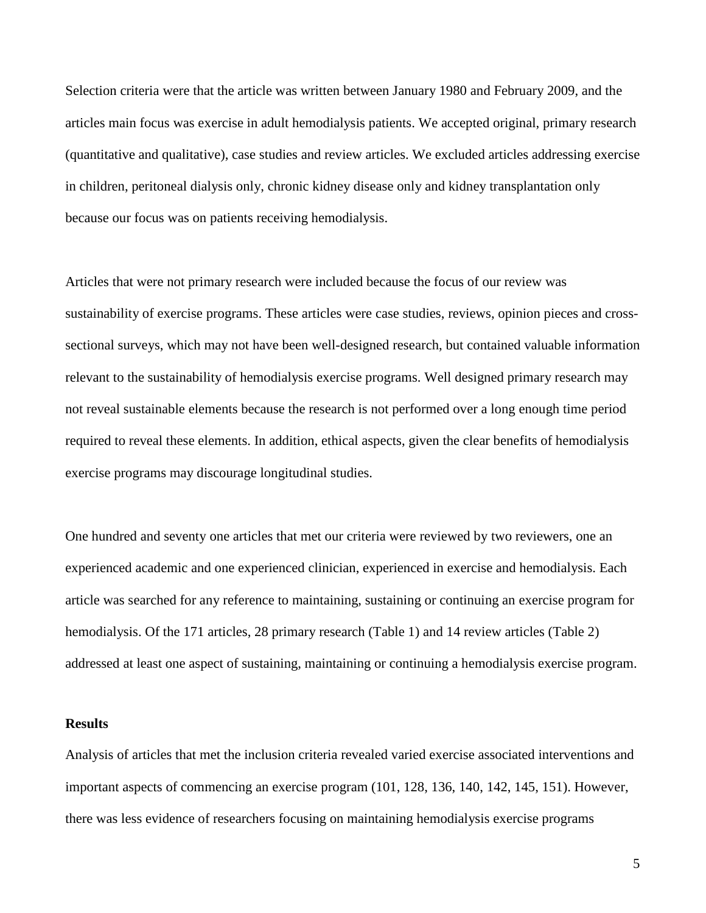Selection criteria were that the article was written between January 1980 and February 2009, and the articles main focus was exercise in adult hemodialysis patients. We accepted original, primary research (quantitative and qualitative), case studies and review articles. We excluded articles addressing exercise in children, peritoneal dialysis only, chronic kidney disease only and kidney transplantation only because our focus was on patients receiving hemodialysis.

Articles that were not primary research were included because the focus of our review was sustainability of exercise programs. These articles were case studies, reviews, opinion pieces and cross-sectional surveys, which may not have been well-designed research, but contained valuable information relevant to the sustainability of hemodialysis exercise programs. Well designed primary research may not reveal sustainable elements because the research is not performed over a long enough time period required to reveal these elements. In addition, ethical aspects, given the clear benefits of hemodialysis exercise programs may discourage longitudinal studies.

One hundred and seventy one articles that met our criteria were reviewed by two reviewers, one an experienced academic and one experienced clinician, experienced in exercise and hemodialysis. Each article was searched for any reference to maintaining, sustaining or continuing an exercise program for hemodialysis. Of the 171 articles, 28 primary research (Table 1) and 14 review articles (Table 2) addressed at least one aspect of sustaining, maintaining or continuing a hemodialysis exercise program.

**Results**

Analysis of articles that met the inclusion criteria revealed varied exercise associated interventions and important aspects of commencing an exercise program (101, 128, 136, 140, 142, 145, 151). However, there was less evidence of researchers focusing on maintaining hemodialysis exercise programs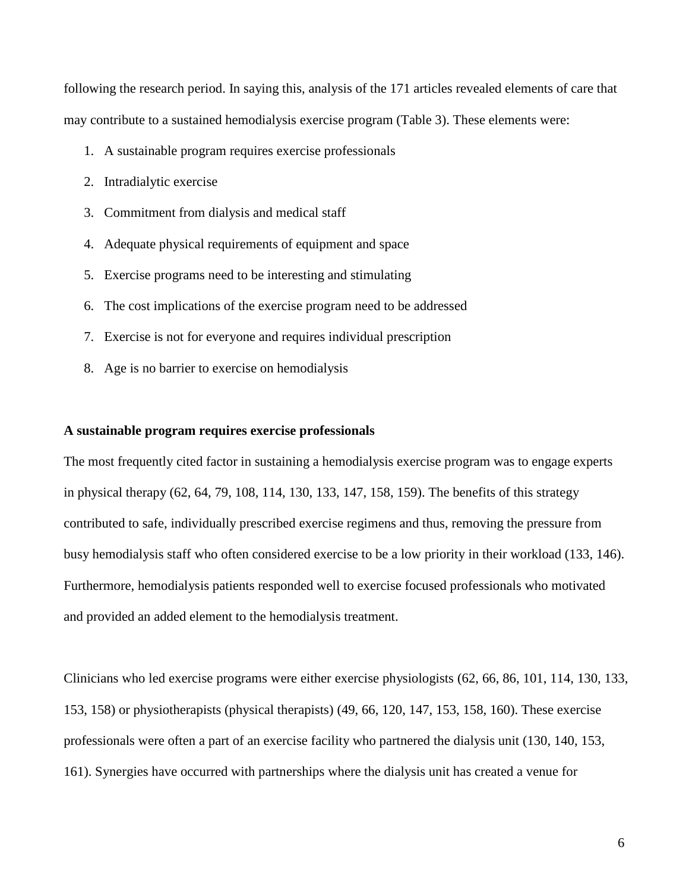following the research period. In saying this, analysis of the 171 articles revealed elements of care that may contribute to a sustained hemodialysis exercise program (Table 3). These elements were:

1. A sustainable program requires exercise professionals
2. Intradialytic exercise
3. Commitment from dialysis and medical staff
4. Adequate physical requirements of equipment and space
5. Exercise programs need to be interesting and stimulating
6. The cost implications of the exercise program need to be addressed
7. Exercise is not for everyone and requires individual prescription
8. Age is no barrier to exercise on hemodialysis

**A sustainable program requires exercise professionals**

The most frequently cited factor in sustaining a hemodialysis exercise program was to engage experts in physical therapy (62, 64, 79, 108, 114, 130, 133, 147, 158, 159). The benefits of this strategy contributed to safe, individually prescribed exercise regimens and thus, removing the pressure from busy hemodialysis staff who often considered exercise to be a low priority in their workload (133, 146). Furthermore, hemodialysis patients responded well to exercise focused professionals who motivated and provided an added element to the hemodialysis treatment.

Clinicians who led exercise programs were either exercise physiologists (62, 66, 86, 101, 114, 130, 133, 153, 158) or physiotherapists (physical therapists) (49, 66, 120, 147, 153, 158, 160). These exercise professionals were often a part of an exercise facility who partnered the dialysis unit (130, 140, 153, 161). Synergies have occurred with partnerships where the dialysis unit has created a venue for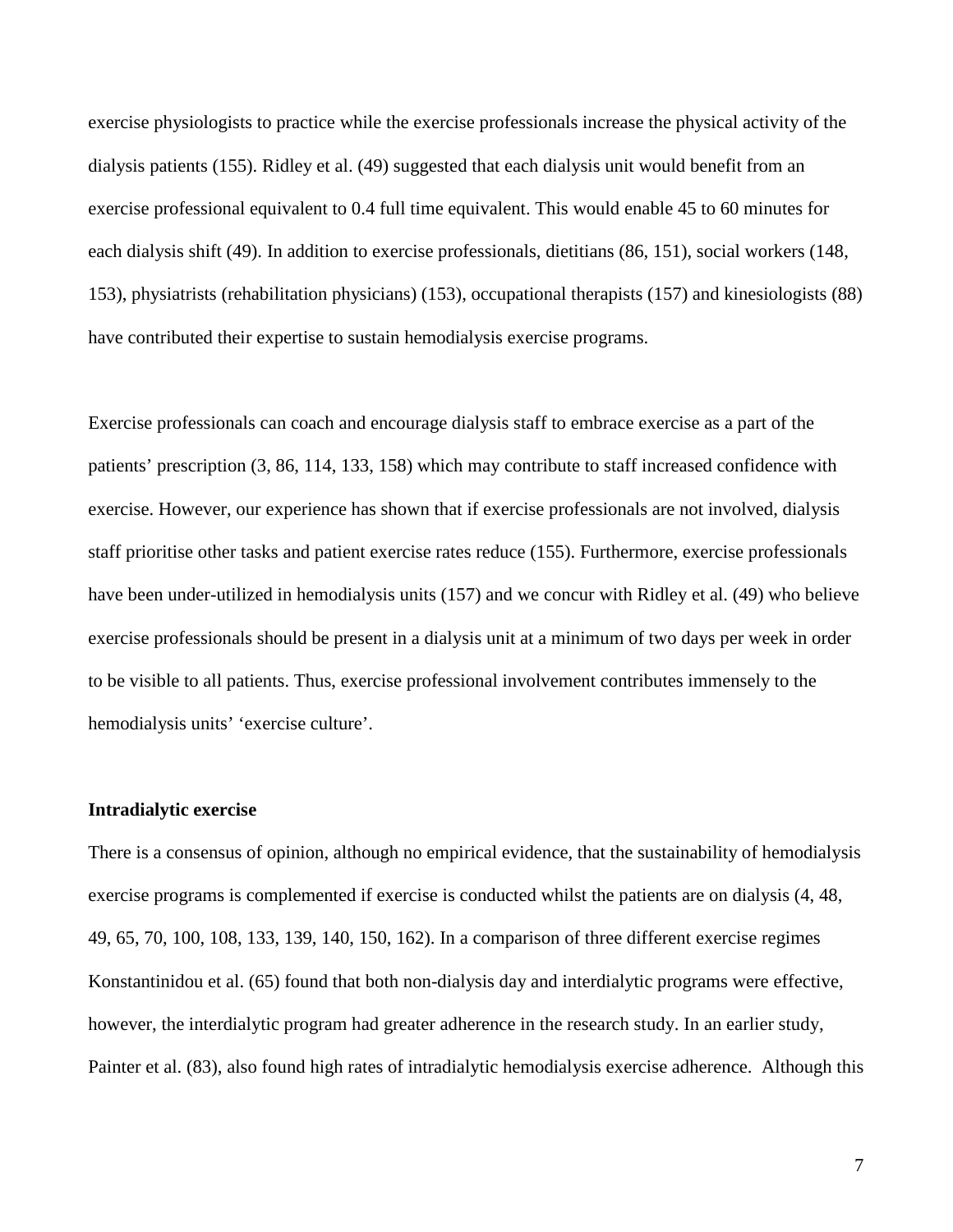exercise physiologists to practice while the exercise professionals increase the physical activity of the dialysis patients (155). Ridley et al. (49) suggested that each dialysis unit would benefit from an exercise professional equivalent to 0.4 full time equivalent. This would enable 45 to 60 minutes for each dialysis shift (49). In addition to exercise professionals, dietitians (86, 151), social workers (148, 153), physiatrists (rehabilitation physicians) (153), occupational therapists (157) and kinesiologists (88) have contributed their expertise to sustain hemodialysis exercise programs.

Exercise professionals can coach and encourage dialysis staff to embrace exercise as a part of the patients' prescription (3, 86, 114, 133, 158) which may contribute to staff increased confidence with exercise. However, our experience has shown that if exercise professionals are not involved, dialysis staff prioritise other tasks and patient exercise rates reduce (155). Furthermore, exercise professionals have been under-utilized in hemodialysis units (157) and we concur with Ridley et al. (49) who believe exercise professionals should be present in a dialysis unit at a minimum of two days per week in order to be visible to all patients. Thus, exercise professional involvement contributes immensely to the hemodialysis units' 'exercise culture'.

**Intradialytic exercise**

There is a consensus of opinion, although no empirical evidence, that the sustainability of hemodialysis exercise programs is complemented if exercise is conducted whilst the patients are on dialysis (4, 48, 49, 65, 70, 100, 108, 133, 139, 140, 150, 162). In a comparison of three different exercise regimes Konstantinidou et al. (65) found that both non-dialysis day and interdialytic programs were effective, however, the interdialytic program had greater adherence in the research study. In an earlier study, Painter et al. (83), also found high rates of intradialytic hemodialysis exercise adherence. Although this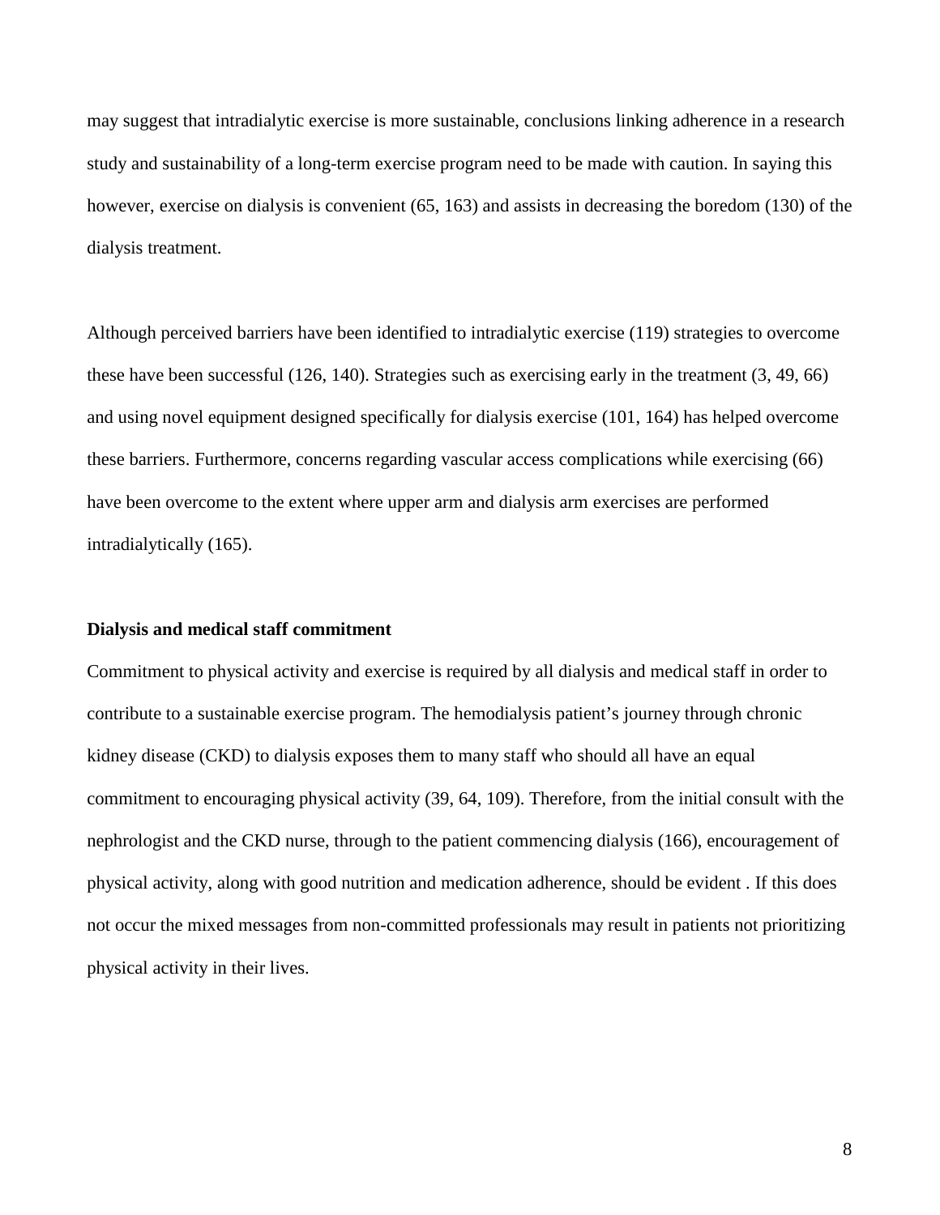may suggest that intradialytic exercise is more sustainable, conclusions linking adherence in a research study and sustainability of a long-term exercise program need to be made with caution. In saying this however, exercise on dialysis is convenient (65, 163) and assists in decreasing the boredom (130) of the dialysis treatment.

Although perceived barriers have been identified to intradialytic exercise (119) strategies to overcome these have been successful (126, 140). Strategies such as exercising early in the treatment (3, 49, 66) and using novel equipment designed specifically for dialysis exercise (101, 164) has helped overcome these barriers. Furthermore, concerns regarding vascular access complications while exercising (66) have been overcome to the extent where upper arm and dialysis arm exercises are performed intradialytically (165).

**Dialysis and medical staff commitment**

Commitment to physical activity and exercise is required by all dialysis and medical staff in order to contribute to a sustainable exercise program. The hemodialysis patient's journey through chronic kidney disease (CKD) to dialysis exposes them to many staff who should all have an equal commitment to encouraging physical activity (39, 64, 109). Therefore, from the initial consult with the nephrologist and the CKD nurse, through to the patient commencing dialysis (166), encouragement of physical activity, along with good nutrition and medication adherence, should be evident . If this does not occur the mixed messages from non-committed professionals may result in patients not prioritizing physical activity in their lives.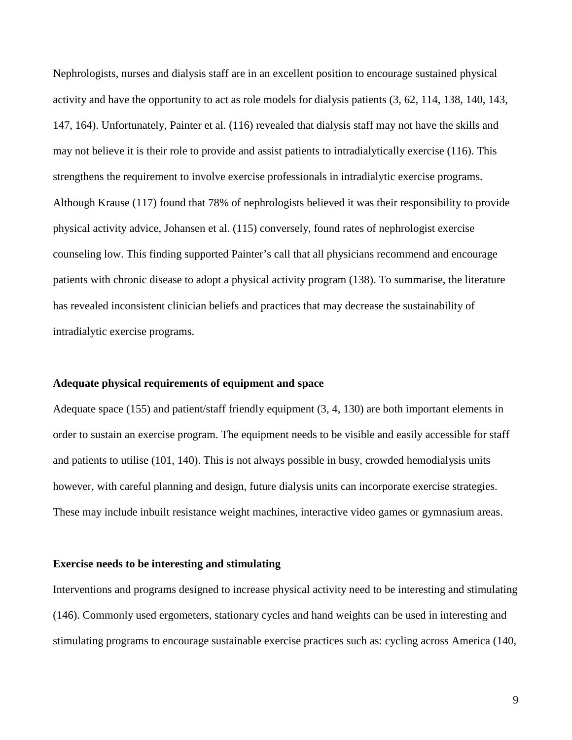Nephrologists, nurses and dialysis staff are in an excellent position to encourage sustained physical activity and have the opportunity to act as role models for dialysis patients (3, 62, 114, 138, 140, 143, 147, 164). Unfortunately, Painter et al. (116) revealed that dialysis staff may not have the skills and may not believe it is their role to provide and assist patients to intradialytically exercise (116). This strengthens the requirement to involve exercise professionals in intradialytic exercise programs. Although Krause (117) found that 78% of nephrologists believed it was their responsibility to provide physical activity advice, Johansen et al. (115) conversely, found rates of nephrologist exercise counseling low. This finding supported Painter's call that all physicians recommend and encourage patients with chronic disease to adopt a physical activity program (138). To summarise, the literature has revealed inconsistent clinician beliefs and practices that may decrease the sustainability of intradialytic exercise programs.

**Adequate physical requirements of equipment and space**

Adequate space (155) and patient/staff friendly equipment (3, 4, 130) are both important elements in order to sustain an exercise program. The equipment needs to be visible and easily accessible for staff and patients to utilise (101, 140). This is not always possible in busy, crowded hemodialysis units however, with careful planning and design, future dialysis units can incorporate exercise strategies. These may include inbuilt resistance weight machines, interactive video games or gymnasium areas.

**Exercise needs to be interesting and stimulating**

Interventions and programs designed to increase physical activity need to be interesting and stimulating (146). Commonly used ergometers, stationary cycles and hand weights can be used in interesting and stimulating programs to encourage sustainable exercise practices such as: cycling across America (140,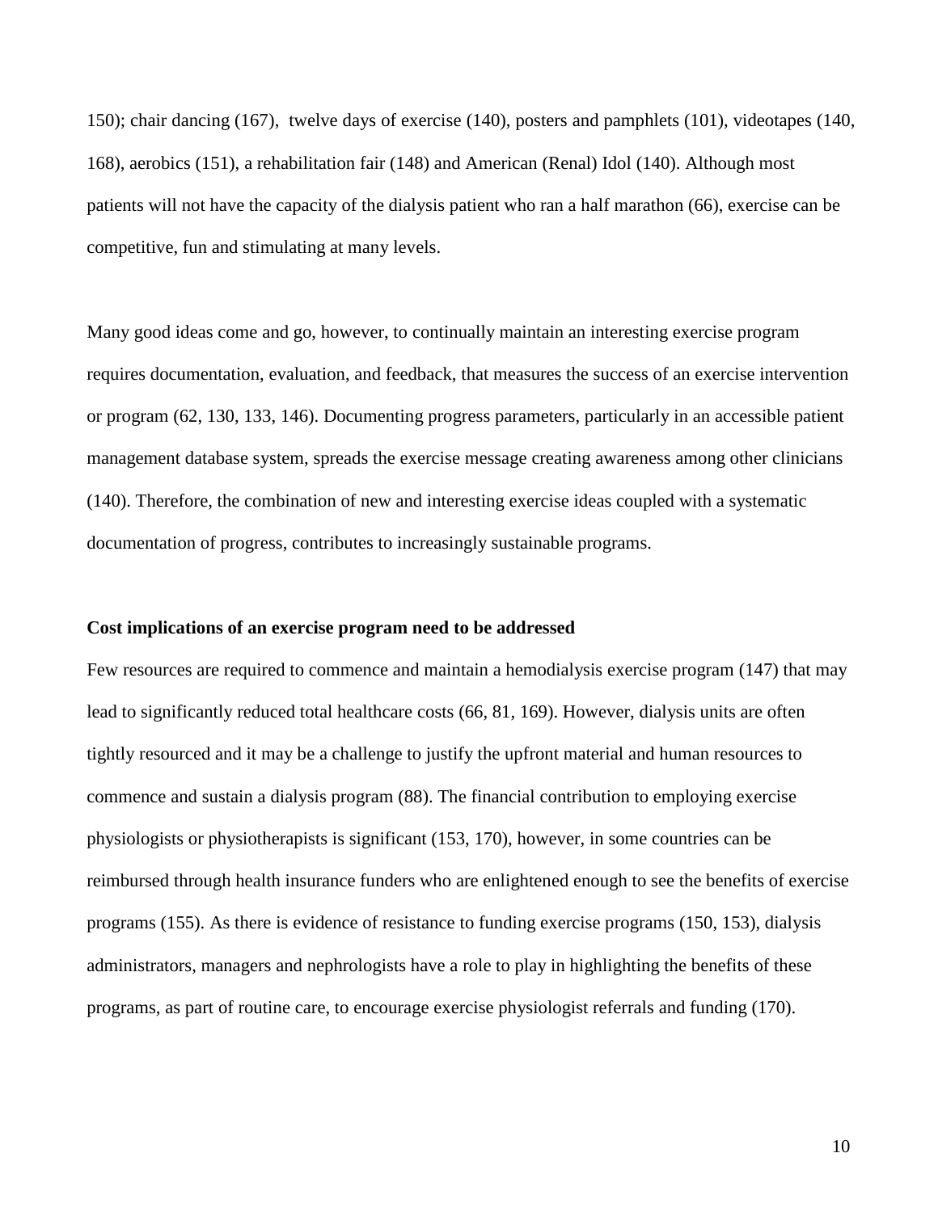150); chair dancing (167),  twelve days of exercise (140), posters and pamphlets (101), videotapes (140, 168), aerobics (151), a rehabilitation fair (148) and American (Renal) Idol (140). Although most patients will not have the capacity of the dialysis patient who ran a half marathon (66), exercise can be competitive, fun and stimulating at many levels.

Many good ideas come and go, however, to continually maintain an interesting exercise program requires documentation, evaluation, and feedback, that measures the success of an exercise intervention or program (62, 130, 133, 146). Documenting progress parameters, particularly in an accessible patient management database system, spreads the exercise message creating awareness among other clinicians (140). Therefore, the combination of new and interesting exercise ideas coupled with a systematic documentation of progress, contributes to increasingly sustainable programs.

**Cost implications of an exercise program need to be addressed**

Few resources are required to commence and maintain a hemodialysis exercise program (147) that may lead to significantly reduced total healthcare costs (66, 81, 169). However, dialysis units are often tightly resourced and it may be a challenge to justify the upfront material and human resources to commence and sustain a dialysis program (88). The financial contribution to employing exercise physiologists or physiotherapists is significant (153, 170), however, in some countries can be reimbursed through health insurance funders who are enlightened enough to see the benefits of exercise programs (155). As there is evidence of resistance to funding exercise programs (150, 153), dialysis administrators, managers and nephrologists have a role to play in highlighting the benefits of these programs, as part of routine care, to encourage exercise physiologist referrals and funding (170).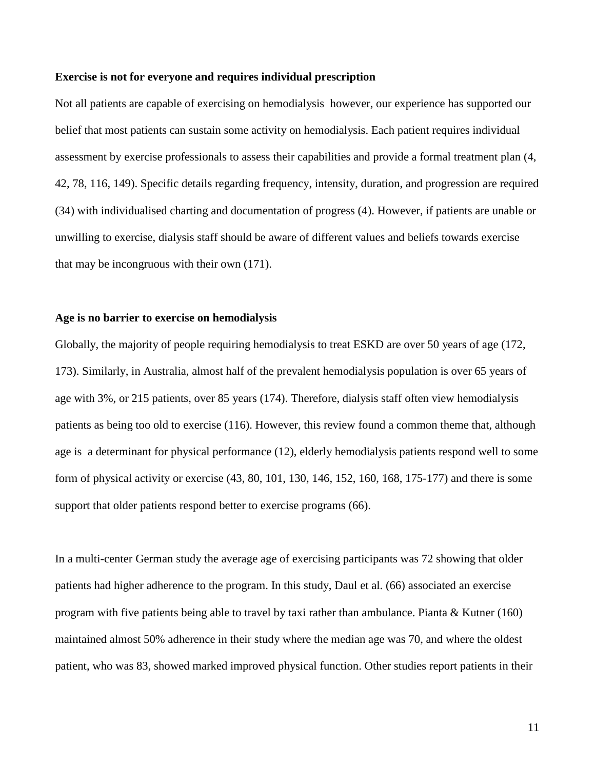**Exercise is not for everyone and requires individual prescription**

Not all patients are capable of exercising on hemodialysis however, our experience has supported our belief that most patients can sustain some activity on hemodialysis. Each patient requires individual assessment by exercise professionals to assess their capabilities and provide a formal treatment plan (4, 42, 78, 116, 149). Specific details regarding frequency, intensity, duration, and progression are required (34) with individualised charting and documentation of progress (4). However, if patients are unable or unwilling to exercise, dialysis staff should be aware of different values and beliefs towards exercise that may be incongruous with their own (171).

**Age is no barrier to exercise on hemodialysis**

Globally, the majority of people requiring hemodialysis to treat ESKD are over 50 years of age (172, 173). Similarly, in Australia, almost half of the prevalent hemodialysis population is over 65 years of age with 3%, or 215 patients, over 85 years (174). Therefore, dialysis staff often view hemodialysis patients as being too old to exercise (116). However, this review found a common theme that, although age is a determinant for physical performance (12), elderly hemodialysis patients respond well to some form of physical activity or exercise (43, 80, 101, 130, 146, 152, 160, 168, 175-177) and there is some support that older patients respond better to exercise programs (66).

In a multi-center German study the average age of exercising participants was 72 showing that older patients had higher adherence to the program. In this study, Daul et al. (66) associated an exercise program with five patients being able to travel by taxi rather than ambulance. Pianta & Kutner (160) maintained almost 50% adherence in their study where the median age was 70, and where the oldest patient, who was 83, showed marked improved physical function. Other studies report patients in their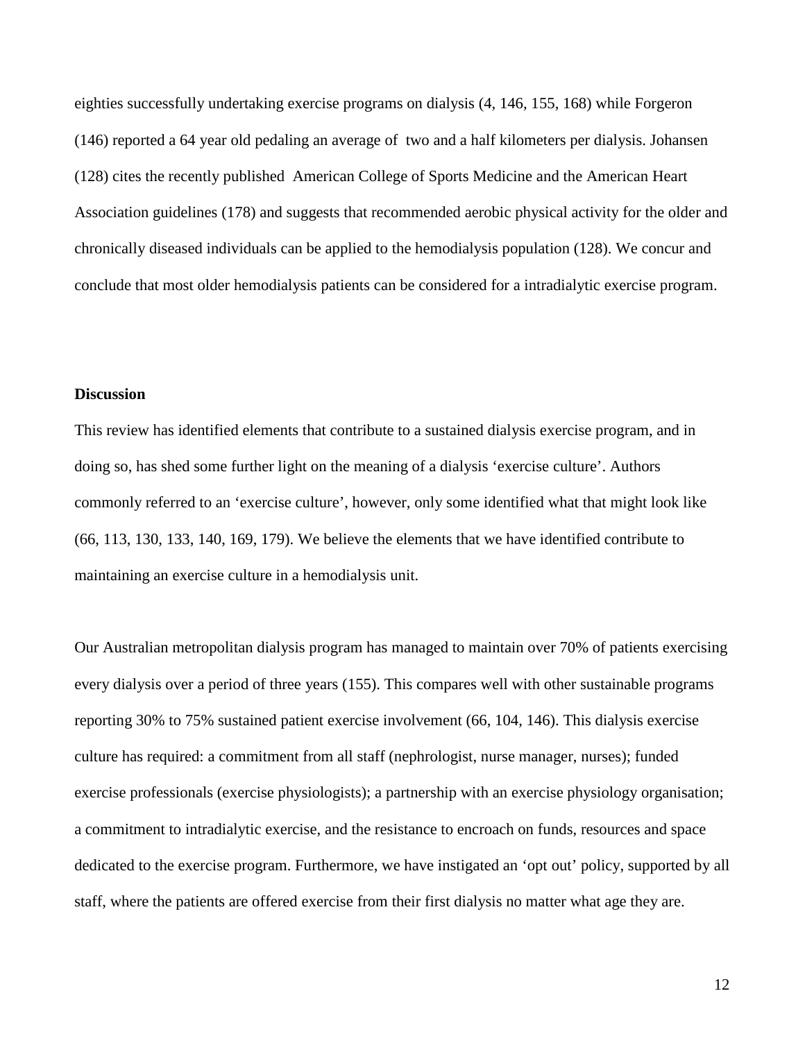eighties successfully undertaking exercise programs on dialysis (4, 146, 155, 168) while Forgeron (146) reported a 64 year old pedaling an average of two and a half kilometers per dialysis. Johansen (128) cites the recently published American College of Sports Medicine and the American Heart Association guidelines (178) and suggests that recommended aerobic physical activity for the older and chronically diseased individuals can be applied to the hemodialysis population (128). We concur and conclude that most older hemodialysis patients can be considered for a intradialytic exercise program.

**Discussion**

This review has identified elements that contribute to a sustained dialysis exercise program, and in doing so, has shed some further light on the meaning of a dialysis 'exercise culture'. Authors commonly referred to an 'exercise culture', however, only some identified what that might look like (66, 113, 130, 133, 140, 169, 179). We believe the elements that we have identified contribute to maintaining an exercise culture in a hemodialysis unit.

Our Australian metropolitan dialysis program has managed to maintain over 70% of patients exercising every dialysis over a period of three years (155). This compares well with other sustainable programs reporting 30% to 75% sustained patient exercise involvement (66, 104, 146). This dialysis exercise culture has required: a commitment from all staff (nephrologist, nurse manager, nurses); funded exercise professionals (exercise physiologists); a partnership with an exercise physiology organisation; a commitment to intradialytic exercise, and the resistance to encroach on funds, resources and space dedicated to the exercise program. Furthermore, we have instigated an 'opt out' policy, supported by all staff, where the patients are offered exercise from their first dialysis no matter what age they are.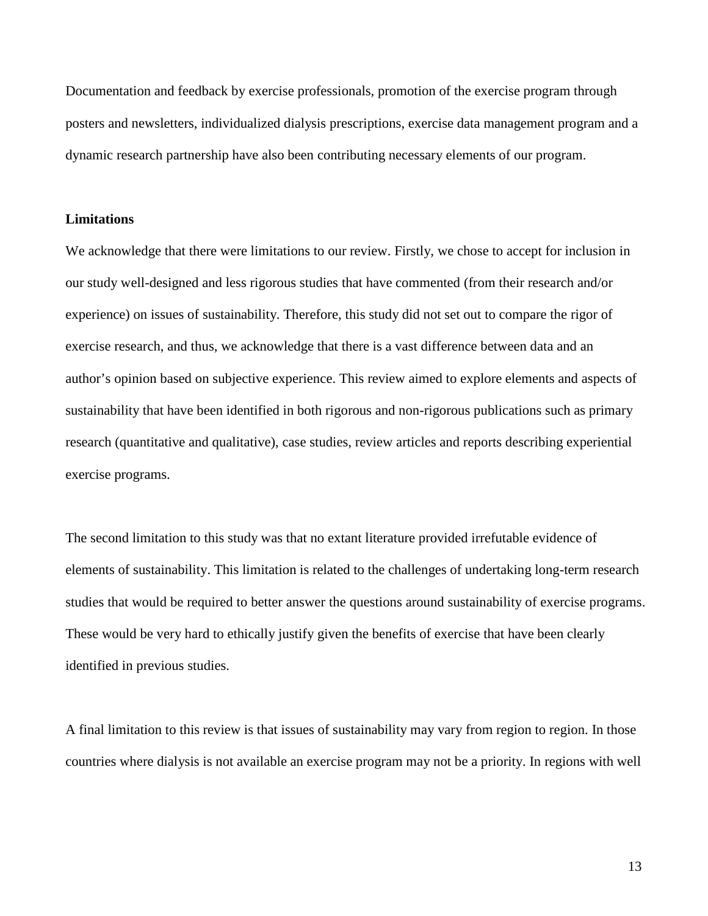Documentation and feedback by exercise professionals, promotion of the exercise program through posters and newsletters, individualized dialysis prescriptions, exercise data management program and a dynamic research partnership have also been contributing necessary elements of our program.

**Limitations**

We acknowledge that there were limitations to our review. Firstly, we chose to accept for inclusion in our study well-designed and less rigorous studies that have commented (from their research and/or experience) on issues of sustainability. Therefore, this study did not set out to compare the rigor of exercise research, and thus, we acknowledge that there is a vast difference between data and an author's opinion based on subjective experience. This review aimed to explore elements and aspects of sustainability that have been identified in both rigorous and non-rigorous publications such as primary research (quantitative and qualitative), case studies, review articles and reports describing experiential exercise programs.

The second limitation to this study was that no extant literature provided irrefutable evidence of elements of sustainability. This limitation is related to the challenges of undertaking long-term research studies that would be required to better answer the questions around sustainability of exercise programs. These would be very hard to ethically justify given the benefits of exercise that have been clearly identified in previous studies.

A final limitation to this review is that issues of sustainability may vary from region to region. In those countries where dialysis is not available an exercise program may not be a priority. In regions with well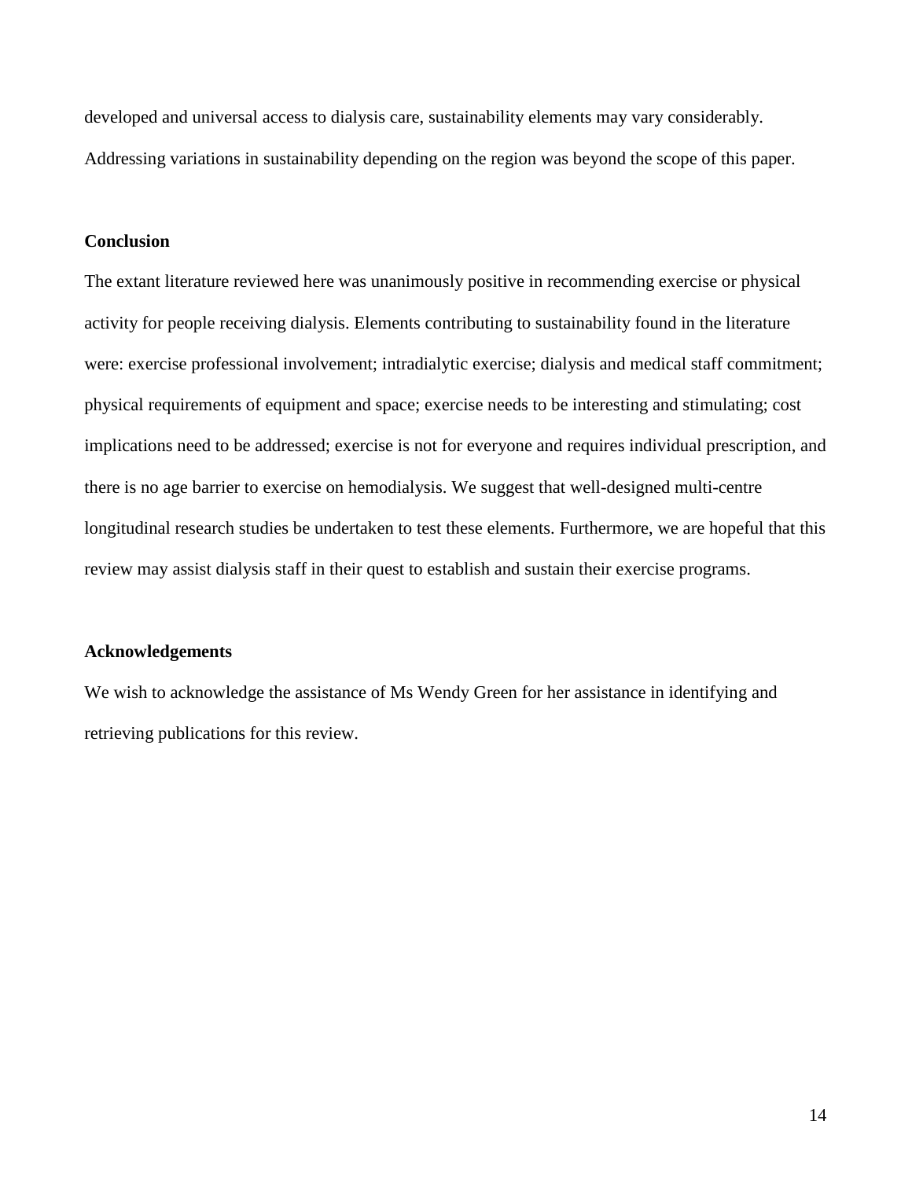developed and universal access to dialysis care, sustainability elements may vary considerably. Addressing variations in sustainability depending on the region was beyond the scope of this paper.

## Conclusion

The extant literature reviewed here was unanimously positive in recommending exercise or physical activity for people receiving dialysis. Elements contributing to sustainability found in the literature were: exercise professional involvement; intradialytic exercise; dialysis and medical staff commitment; physical requirements of equipment and space; exercise needs to be interesting and stimulating; cost implications need to be addressed; exercise is not for everyone and requires individual prescription, and there is no age barrier to exercise on hemodialysis. We suggest that well-designed multi-centre longitudinal research studies be undertaken to test these elements. Furthermore, we are hopeful that this review may assist dialysis staff in their quest to establish and sustain their exercise programs.

## Acknowledgements

We wish to acknowledge the assistance of Ms Wendy Green for her assistance in identifying and retrieving publications for this review.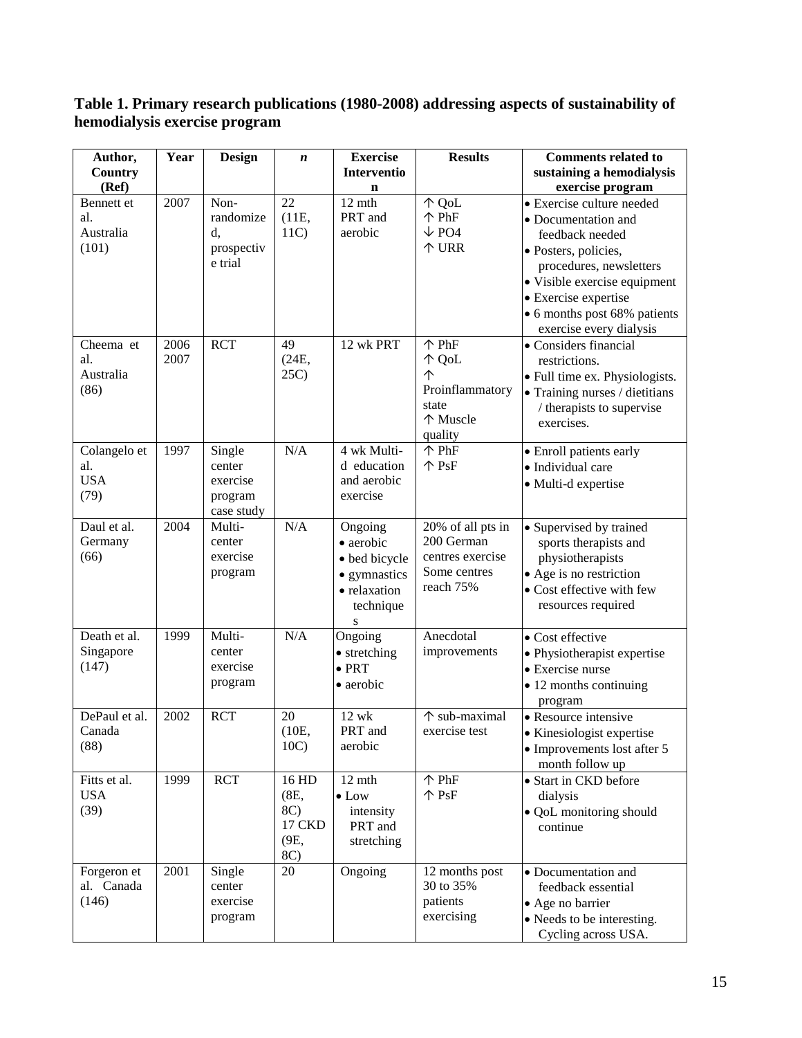**Table 1. Primary research publications (1980-2008) addressing aspects of sustainability of hemodialysis exercise program**

| Author, Country (Ref) | Year | Design | *n* | Exercise Intervention | Results | Comments related to sustaining a hemodialysis exercise program |
|---|---|---|---|---|---|---|
| Bennett et al. Australia (101) | 2007 | Non-randomized, prospective trial | 22 (11E, 11C) | 12 mth PRT and aerobic | ↑ QoL<br>↑ PhF<br>↓ PO4<br>↑ URR | • Exercise culture needed<br>• Documentation and feedback needed<br>• Posters, policies, procedures, newsletters<br>• Visible exercise equipment<br>• Exercise expertise<br>• 6 months post 68% patients exercise every dialysis |
| Cheema et al. Australia (86) | 2006 2007 | RCT | 49 (24E, 25C) | 12 wk PRT | ↑ PhF<br>↑ QoL<br>↑ Proinflammatory state<br>↑ Muscle quality | • Considers financial restrictions.<br>• Full time ex. Physiologists.<br>• Training nurses / dietitians / therapists to supervise exercises. |
| Colangelo et al. USA (79) | 1997 | Single center exercise program case study | N/A | 4 wk Multi-d education and aerobic exercise | ↑ PhF<br>↑ PsF | • Enroll patients early<br>• Individual care<br>• Multi-d expertise |
| Daul et al. Germany (66) | 2004 | Multi-center exercise program | N/A | Ongoing<br>• aerobic<br>• bed bicycle<br>• gymnastics<br>• relaxation techniques | 20% of all pts in 200 German centres exercise Some centres reach 75% | • Supervised by trained sports therapists and physiotherapists<br>• Age is no restriction<br>• Cost effective with few resources required |
| Death et al. Singapore (147) | 1999 | Multi-center exercise program | N/A | Ongoing<br>• stretching<br>• PRT<br>• aerobic | Anecdotal improvements | • Cost effective<br>• Physiotherapist expertise<br>• Exercise nurse<br>• 12 months continuing program |
| DePaul et al. Canada (88) | 2002 | RCT | 20 (10E, 10C) | 12 wk PRT and aerobic | ↑ sub-maximal exercise test | • Resource intensive<br>• Kinesiologist expertise<br>• Improvements lost after 5 month follow up |
| Fitts et al. USA (39) | 1999 | RCT | 16 HD (8E, 8C)<br>17 CKD (9E, 8C) | 12 mth<br>• Low intensity PRT and stretching | ↑ PhF<br>↑ PsF | • Start in CKD before dialysis<br>• QoL monitoring should continue |
| Forgeron et al. Canada (146) | 2001 | Single center exercise program | 20 | Ongoing | 12 months post 30 to 35% patients exercising | • Documentation and feedback essential<br>• Age no barrier<br>• Needs to be interesting. Cycling across USA. |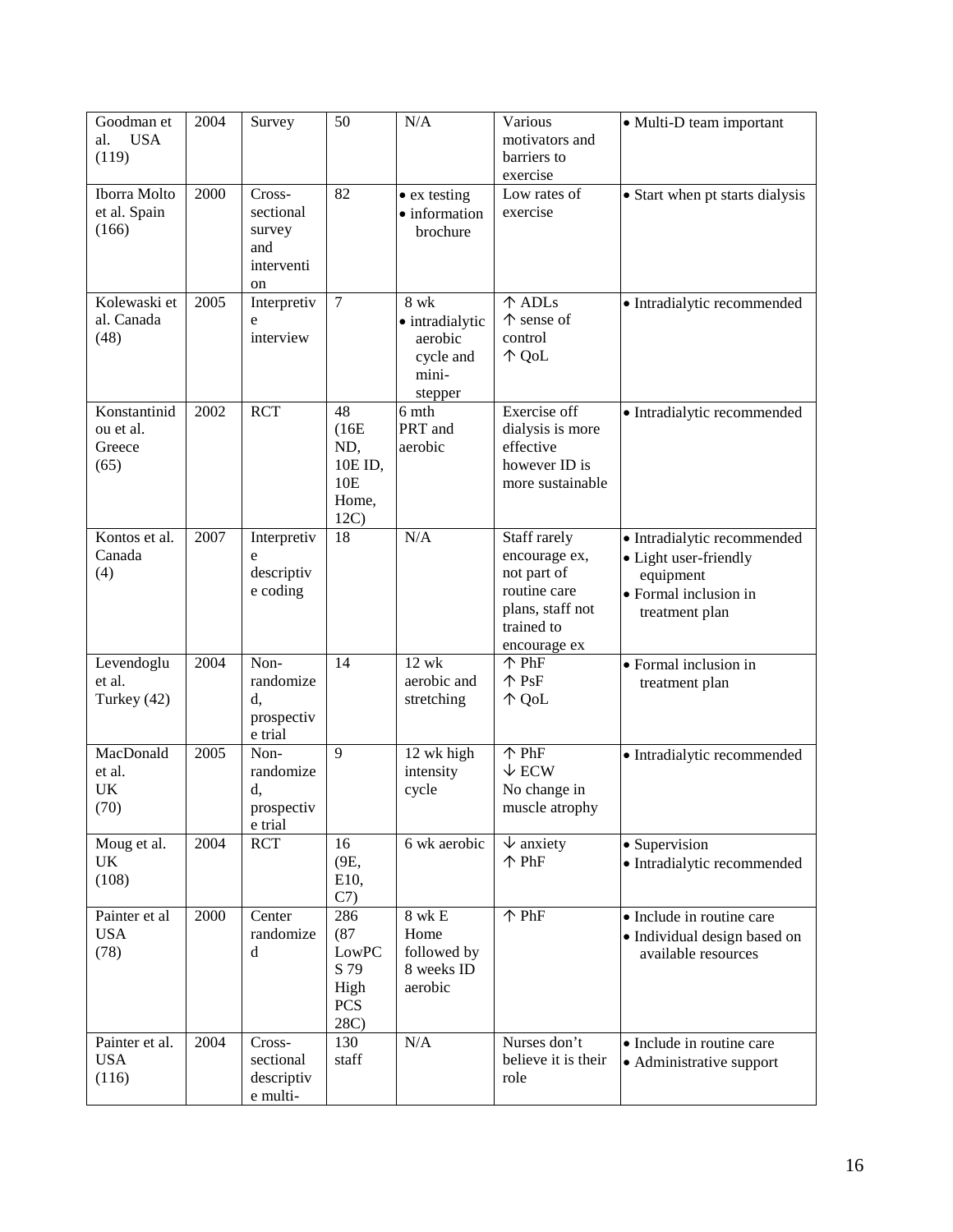| Goodman et al. USA (119) | 2004 | Survey | 50 | N/A | Various motivators and barriers to exercise | • Multi-D team important |
|---|---|---|---|---|---|---|
| Iborra Molto et al. Spain (166) | 2000 | Cross-sectional survey and intervention | 82 | • ex testing • information brochure | Low rates of exercise | • Start when pt starts dialysis |
| Kolewaski et al. Canada (48) | 2005 | Interpretive interview | 7 | 8 wk • intradialytic aerobic cycle and mini-stepper | ↑ ADLs ↑ sense of control ↑ QoL | • Intradialytic recommended |
| Konstantinidou et al. Greece (65) | 2002 | RCT | 48 (16E ND, 10E ID, 10E Home, 12C) | 6 mth PRT and aerobic | Exercise off dialysis is more effective however ID is more sustainable | • Intradialytic recommended |
| Kontos et al. Canada (4) | 2007 | Interpretive descriptive coding | 18 | N/A | Staff rarely encourage ex, not part of routine care plans, staff not trained to encourage ex | • Intradialytic recommended • Light user-friendly equipment • Formal inclusion in treatment plan |
| Levendoglu et al. Turkey (42) | 2004 | Non-randomized, prospective trial | 14 | 12 wk aerobic and stretching | ↑ PhF ↑ PsF ↑ QoL | • Formal inclusion in treatment plan |
| MacDonald et al. UK (70) | 2005 | Non-randomized, prospective trial | 9 | 12 wk high intensity cycle | ↑ PhF ↓ ECW No change in muscle atrophy | • Intradialytic recommended |
| Moug et al. UK (108) | 2004 | RCT | 16 (9E, E10, C7) | 6 wk aerobic | ↓ anxiety ↑ PhF | • Supervision • Intradialytic recommended |
| Painter et al USA (78) | 2000 | Center randomized | 286 (87 LowPCS 79 High PCS 28C) | 8 wk E Home followed by 8 weeks ID aerobic | ↑ PhF | • Include in routine care • Individual design based on available resources |
| Painter et al. USA (116) | 2004 | Cross-sectional descriptive multi- | 130 staff | N/A | Nurses don't believe it is their role | • Include in routine care • Administrative support |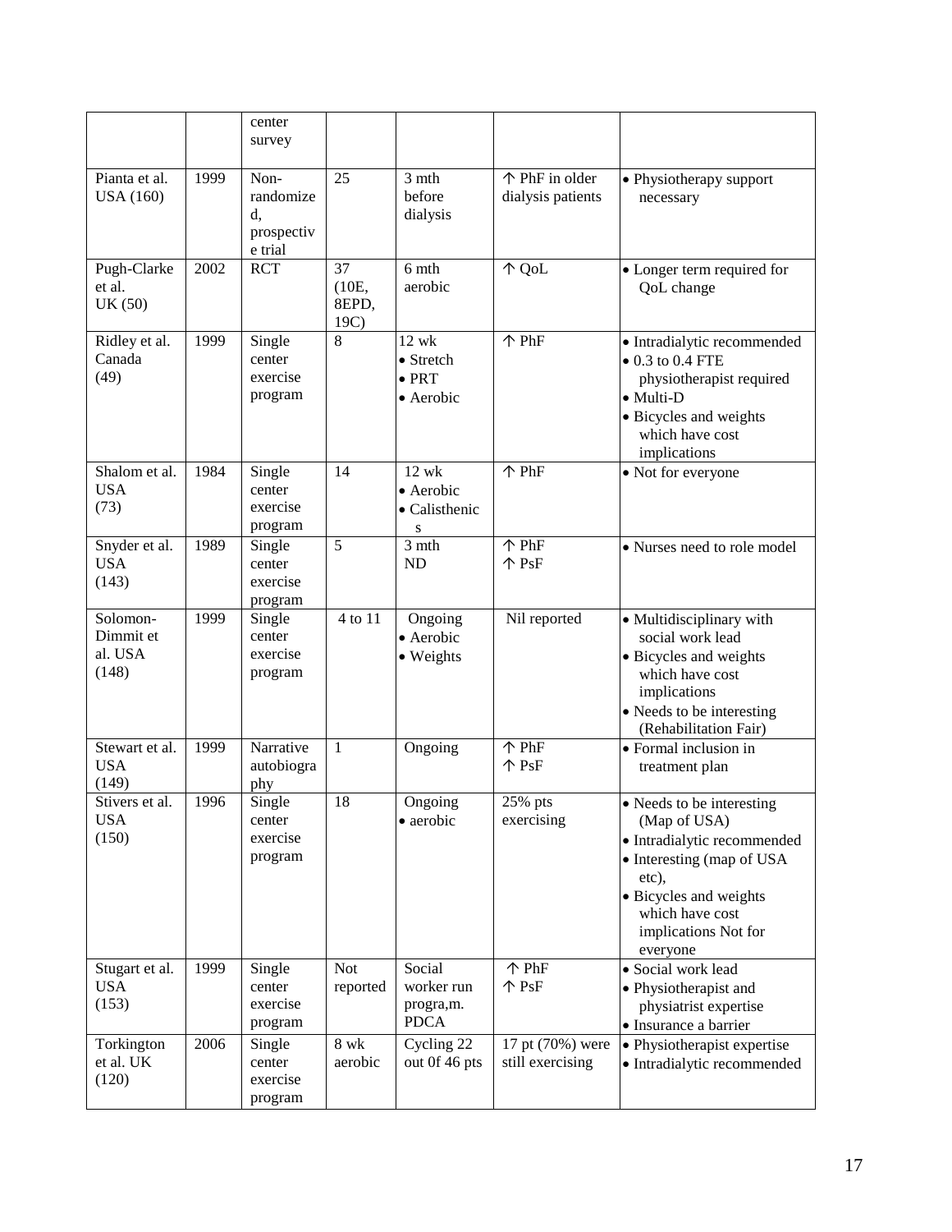| | | center survey | | | | |
|---|---|---|---|---|---|---|
| Pianta et al. USA (160) | 1999 | Non-randomized, prospective trial | 25 | 3 mth before dialysis | ↑ PhF in older dialysis patients | • Physiotherapy support necessary |
| Pugh-Clarke et al. UK (50) | 2002 | RCT | 37 (10E, 8EPD, 19C) | 6 mth aerobic | ↑ QoL | • Longer term required for QoL change |
| Ridley et al. Canada (49) | 1999 | Single center exercise program | 8 | 12 wk • Stretch • PRT • Aerobic | ↑ PhF | • Intradialytic recommended • 0.3 to 0.4 FTE physiotherapist required • Multi-D • Bicycles and weights which have cost implications |
| Shalom et al. USA (73) | 1984 | Single center exercise program | 14 | 12 wk • Aerobic • Calisthenics | ↑ PhF | • Not for everyone |
| Snyder et al. USA (143) | 1989 | Single center exercise program | 5 | 3 mth ND | ↑ PhF ↑ PsF | • Nurses need to role model |
| Solomon-Dimmit et al. USA (148) | 1999 | Single center exercise program | 4 to 11 | Ongoing • Aerobic • Weights | Nil reported | • Multidisciplinary with social work lead • Bicycles and weights which have cost implications • Needs to be interesting (Rehabilitation Fair) |
| Stewart et al. USA (149) | 1999 | Narrative autobiography | 1 | Ongoing | ↑ PhF ↑ PsF | • Formal inclusion in treatment plan |
| Stivers et al. USA (150) | 1996 | Single center exercise program | 18 | Ongoing • aerobic | 25% pts exercising | • Needs to be interesting (Map of USA) • Intradialytic recommended • Interesting (map of USA etc), • Bicycles and weights which have cost implications Not for everyone |
| Stugart et al. USA (153) | 1999 | Single center exercise program | Not reported | Social worker run progra,m. PDCA | ↑ PhF ↑ PsF | • Social work lead • Physiotherapist and physiatrist expertise • Insurance a barrier |
| Torkington et al. UK (120) | 2006 | Single center exercise program | 8 wk aerobic | Cycling 22 out 0f 46 pts | 17 pt (70%) were still exercising | • Physiotherapist expertise • Intradialytic recommended |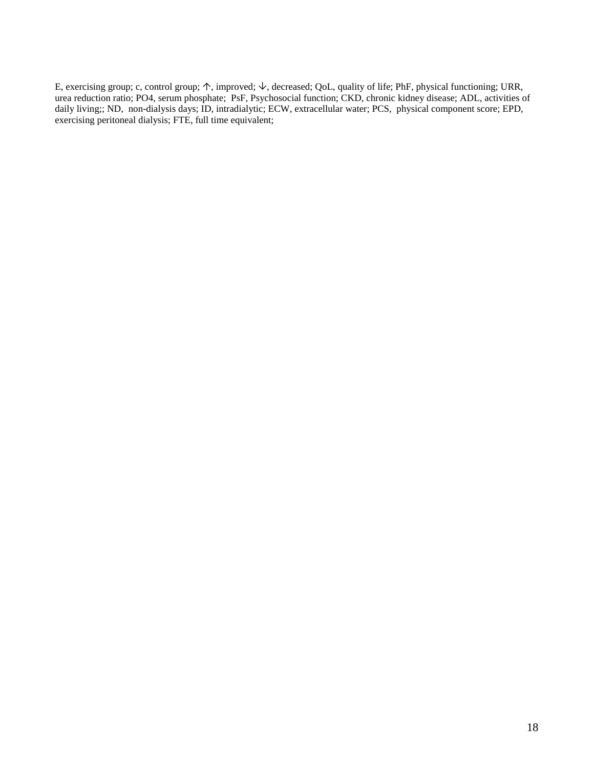E, exercising group; c, control group; ↑, improved; ↓, decreased; QoL, quality of life; PhF, physical functioning; URR, urea reduction ratio; PO4, serum phosphate; PsF, Psychosocial function; CKD, chronic kidney disease; ADL, activities of daily living;; ND, non-dialysis days; ID, intradialytic; ECW, extracellular water; PCS, physical component score; EPD, exercising peritoneal dialysis; FTE, full time equivalent;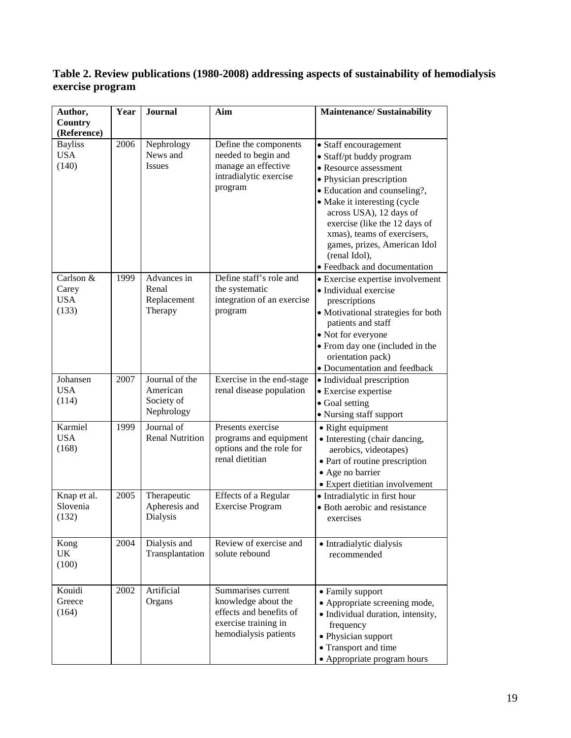**Table 2. Review publications (1980-2008) addressing aspects of sustainability of hemodialysis exercise program**

| Author, Country (Reference) | Year | Journal | Aim | Maintenance/ Sustainability |
|---|---|---|---|---|
| Bayliss USA (140) | 2006 | Nephrology News and Issues | Define the components needed to begin and manage an effective intradialytic exercise program | • Staff encouragement<br>• Staff/pt buddy program<br>• Resource assessment<br>• Physician prescription<br>• Education and counseling?,<br>• Make it interesting (cycle across USA), 12 days of exercise (like the 12 days of xmas), teams of exercisers, games, prizes, American Idol (renal Idol),<br>• Feedback and documentation |
| Carlson & Carey USA (133) | 1999 | Advances in Renal Replacement Therapy | Define staff's role and the systematic integration of an exercise program | • Exercise expertise involvement<br>• Individual exercise prescriptions<br>• Motivational strategies for both patients and staff<br>• Not for everyone<br>• From day one (included in the orientation pack)<br>• Documentation and feedback |
| Johansen USA (114) | 2007 | Journal of the American Society of Nephrology | Exercise in the end-stage renal disease population | • Individual prescription<br>• Exercise expertise<br>• Goal setting<br>• Nursing staff support |
| Karmiel USA (168) | 1999 | Journal of Renal Nutrition | Presents exercise programs and equipment options and the role for renal dietitian | • Right equipment<br>• Interesting (chair dancing, aerobics, videotapes)<br>• Part of routine prescription<br>• Age no barrier<br>• Expert dietitian involvement |
| Knap et al. Slovenia (132) | 2005 | Therapeutic Apheresis and Dialysis | Effects of a Regular Exercise Program | • Intradialytic in first hour<br>• Both aerobic and resistance exercises |
| Kong UK (100) | 2004 | Dialysis and Transplantation | Review of exercise and solute rebound | • Intradialytic dialysis recommended |
| Kouidi Greece (164) | 2002 | Artificial Organs | Summarises current knowledge about the effects and benefits of exercise training in hemodialysis patients | • Family support<br>• Appropriate screening mode,<br>• Individual duration, intensity, frequency<br>• Physician support<br>• Transport and time<br>• Appropriate program hours |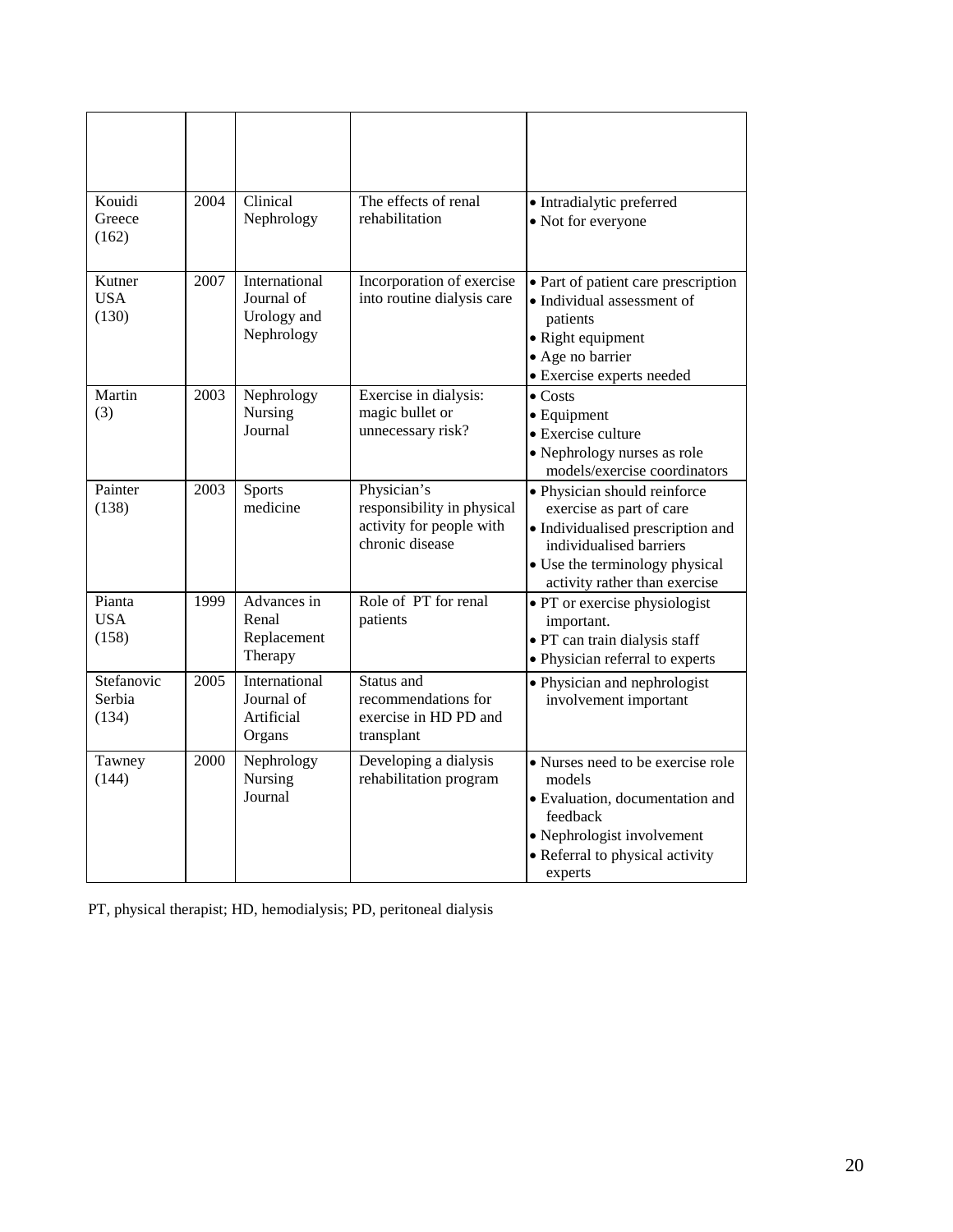| | | | | |
|---|---|---|---|---|
| Kouidi Greece (162) | 2004 | Clinical Nephrology | The effects of renal rehabilitation | • Intradialytic preferred<br>• Not for everyone |
| Kutner USA (130) | 2007 | International Journal of Urology and Nephrology | Incorporation of exercise into routine dialysis care | • Part of patient care prescription<br>• Individual assessment of patients<br>• Right equipment<br>• Age no barrier<br>• Exercise experts needed |
| Martin (3) | 2003 | Nephrology Nursing Journal | Exercise in dialysis: magic bullet or unnecessary risk? | • Costs<br>• Equipment<br>• Exercise culture<br>• Nephrology nurses as role models/exercise coordinators |
| Painter (138) | 2003 | Sports medicine | Physician's responsibility in physical activity for people with chronic disease | • Physician should reinforce exercise as part of care<br>• Individualised prescription and individualised barriers<br>• Use the terminology physical activity rather than exercise |
| Pianta USA (158) | 1999 | Advances in Renal Replacement Therapy | Role of PT for renal patients | • PT or exercise physiologist important.<br>• PT can train dialysis staff<br>• Physician referral to experts |
| Stefanovic Serbia (134) | 2005 | International Journal of Artificial Organs | Status and recommendations for exercise in HD PD and transplant | • Physician and nephrologist involvement important |
| Tawney (144) | 2000 | Nephrology Nursing Journal | Developing a dialysis rehabilitation program | • Nurses need to be exercise role models<br>• Evaluation, documentation and feedback<br>• Nephrologist involvement<br>• Referral to physical activity experts |

PT, physical therapist; HD, hemodialysis; PD, peritoneal dialysis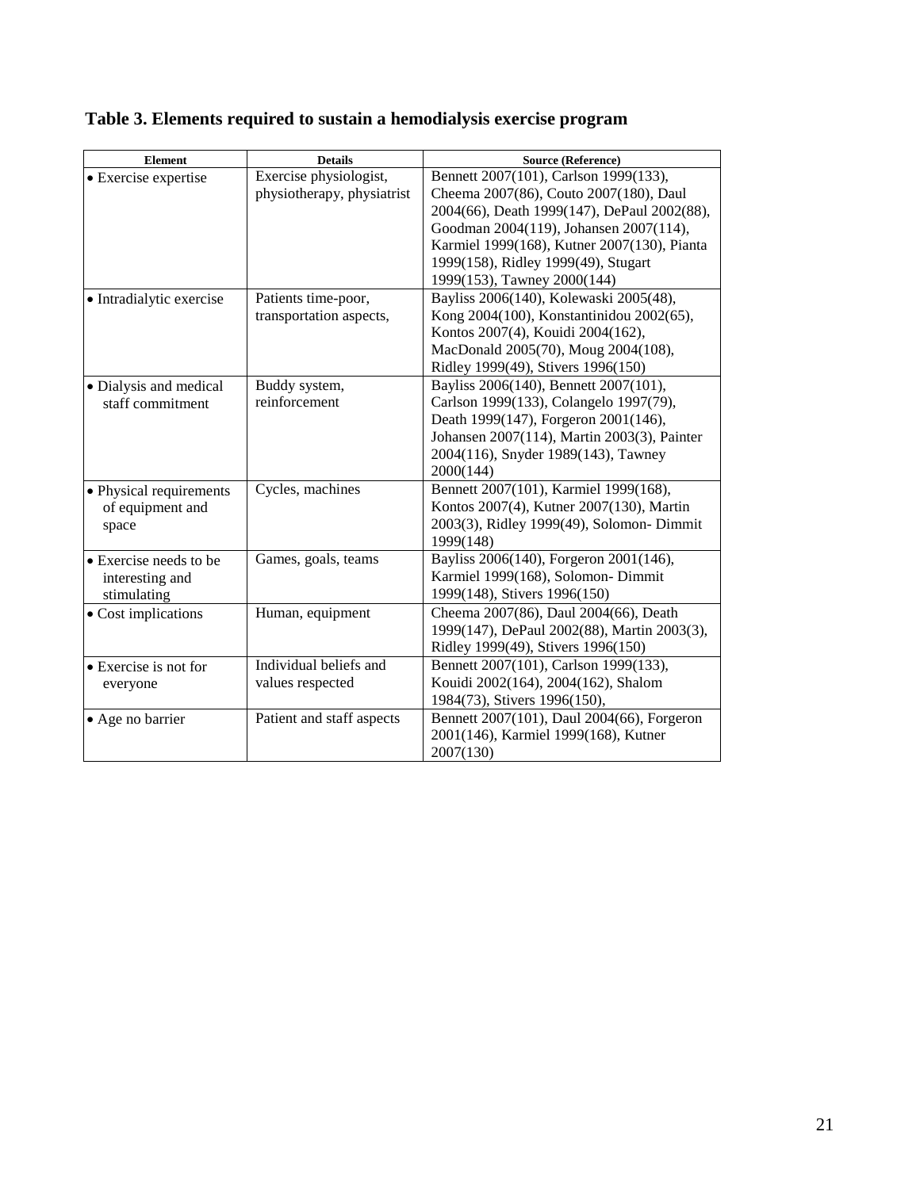**Table 3. Elements required to sustain a hemodialysis exercise program**

| Element | Details | Source (Reference) |
|---|---|---|
| • Exercise expertise | Exercise physiologist, physiotherapy, physiatrist | Bennett 2007(101), Carlson 1999(133), Cheema 2007(86), Couto 2007(180), Daul 2004(66), Death 1999(147), DePaul 2002(88), Goodman 2004(119), Johansen 2007(114), Karmiel 1999(168), Kutner 2007(130), Pianta 1999(158), Ridley 1999(49), Stugart 1999(153), Tawney 2000(144) |
| • Intradialytic exercise | Patients time-poor, transportation aspects, | Bayliss 2006(140), Kolewaski 2005(48), Kong 2004(100), Konstantinidou 2002(65), Kontos 2007(4), Kouidi 2004(162), MacDonald 2005(70), Moug 2004(108), Ridley 1999(49), Stivers 1996(150) |
| • Dialysis and medical staff commitment | Buddy system, reinforcement | Bayliss 2006(140), Bennett 2007(101), Carlson 1999(133), Colangelo 1997(79), Death 1999(147), Forgeron 2001(146), Johansen 2007(114), Martin 2003(3), Painter 2004(116), Snyder 1989(143), Tawney 2000(144) |
| • Physical requirements of equipment and space | Cycles, machines | Bennett 2007(101), Karmiel 1999(168), Kontos 2007(4), Kutner 2007(130), Martin 2003(3), Ridley 1999(49), Solomon- Dimmit 1999(148) |
| • Exercise needs to be interesting and stimulating | Games, goals, teams | Bayliss 2006(140), Forgeron 2001(146), Karmiel 1999(168), Solomon- Dimmit 1999(148), Stivers 1996(150) |
| • Cost implications | Human, equipment | Cheema 2007(86), Daul 2004(66), Death 1999(147), DePaul 2002(88), Martin 2003(3), Ridley 1999(49), Stivers 1996(150) |
| • Exercise is not for everyone | Individual beliefs and values respected | Bennett 2007(101), Carlson 1999(133), Kouidi 2002(164), 2004(162), Shalom 1984(73), Stivers 1996(150), |
| • Age no barrier | Patient and staff aspects | Bennett 2007(101), Daul 2004(66), Forgeron 2001(146), Karmiel 1999(168), Kutner 2007(130) |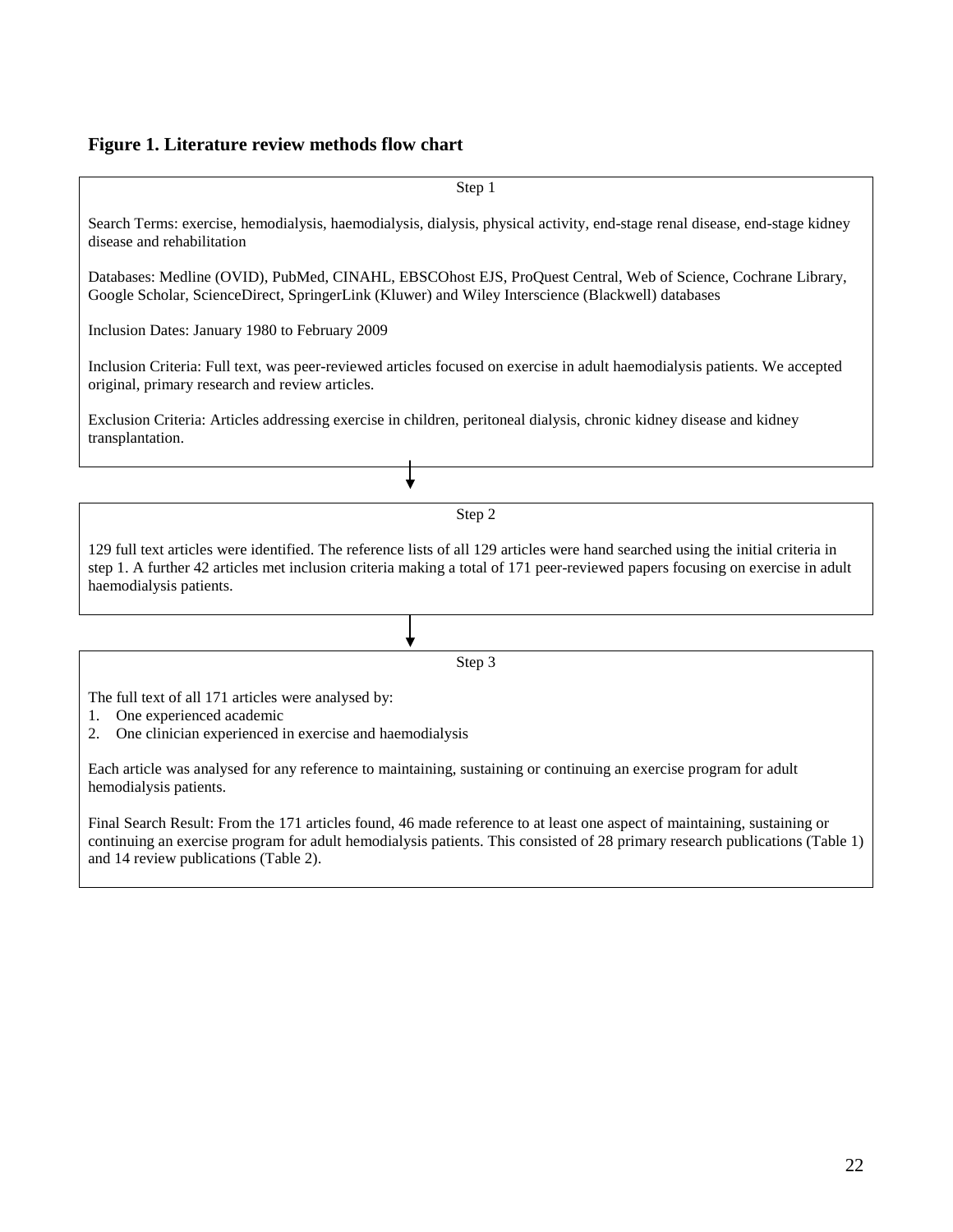**Figure 1. Literature review methods flow chart**

Step 1

Search Terms: exercise, hemodialysis, haemodialysis, dialysis, physical activity, end-stage renal disease, end-stage kidney disease and rehabilitation

Databases: Medline (OVID), PubMed, CINAHL, EBSCOhost EJS, ProQuest Central, Web of Science, Cochrane Library, Google Scholar, ScienceDirect, SpringerLink (Kluwer) and Wiley Interscience (Blackwell) databases

Inclusion Dates: January 1980 to February 2009

Inclusion Criteria: Full text, was peer-reviewed articles focused on exercise in adult haemodialysis patients. We accepted original, primary research and review articles.

Exclusion Criteria: Articles addressing exercise in children, peritoneal dialysis, chronic kidney disease and kidney transplantation.

↓

Step 2

129 full text articles were identified. The reference lists of all 129 articles were hand searched using the initial criteria in step 1. A further 42 articles met inclusion criteria making a total of 171 peer-reviewed papers focusing on exercise in adult haemodialysis patients.

↓

Step 3

The full text of all 171 articles were analysed by:

1. One experienced academic
2. One clinician experienced in exercise and haemodialysis

Each article was analysed for any reference to maintaining, sustaining or continuing an exercise program for adult hemodialysis patients.

Final Search Result: From the 171 articles found, 46 made reference to at least one aspect of maintaining, sustaining or continuing an exercise program for adult hemodialysis patients. This consisted of 28 primary research publications (Table 1) and 14 review publications (Table 2).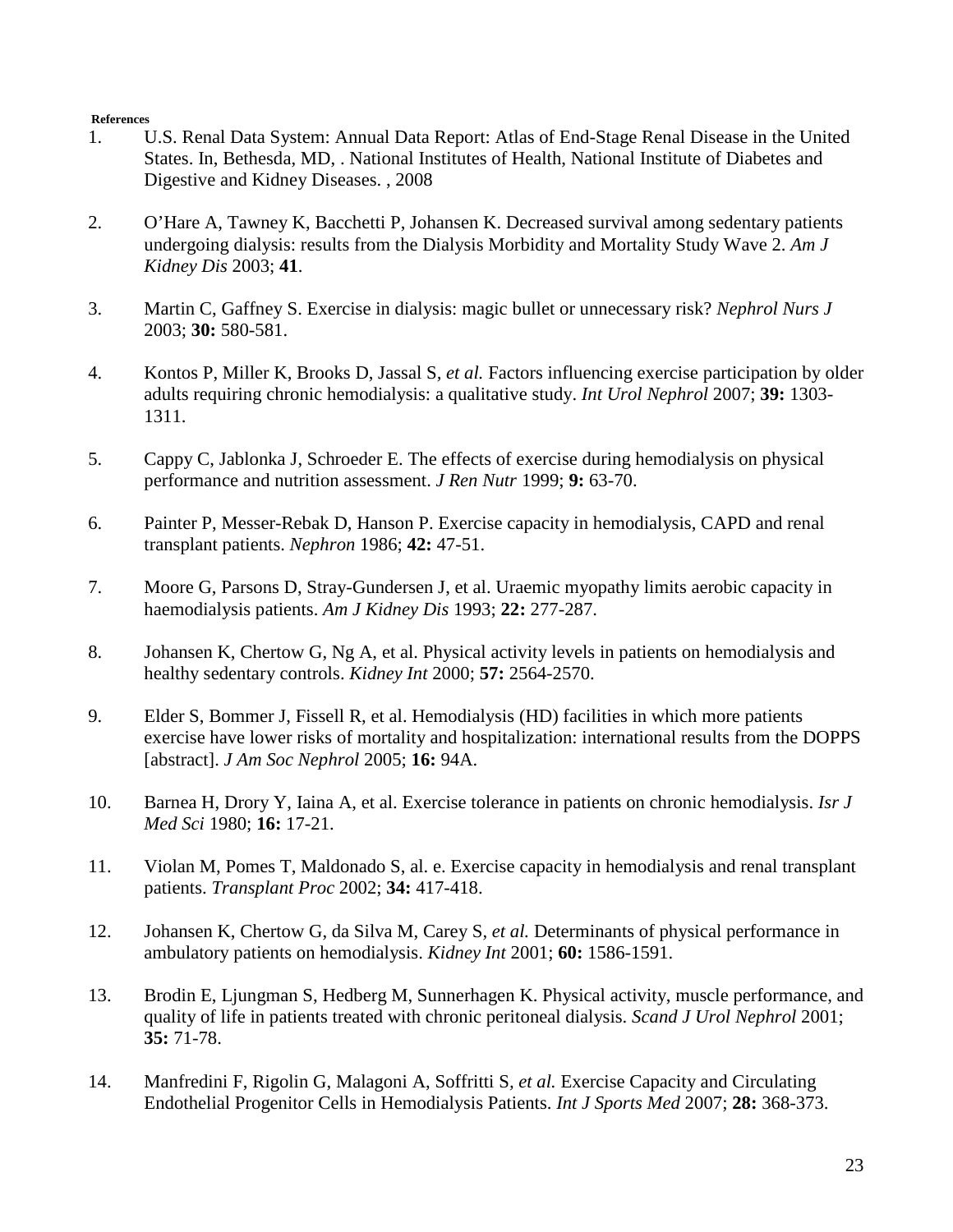**References**

1. U.S. Renal Data System: Annual Data Report: Atlas of End-Stage Renal Disease in the United States. In, Bethesda, MD, . National Institutes of Health, National Institute of Diabetes and Digestive and Kidney Diseases. , 2008

2. O'Hare A, Tawney K, Bacchetti P, Johansen K. Decreased survival among sedentary patients undergoing dialysis: results from the Dialysis Morbidity and Mortality Study Wave 2. *Am J Kidney Dis* 2003; **41**.

3. Martin C, Gaffney S. Exercise in dialysis: magic bullet or unnecessary risk? *Nephrol Nurs J* 2003; **30:** 580-581.

4. Kontos P, Miller K, Brooks D, Jassal S, *et al.* Factors influencing exercise participation by older adults requiring chronic hemodialysis: a qualitative study. *Int Urol Nephrol* 2007; **39:** 1303-1311.

5. Cappy C, Jablonka J, Schroeder E. The effects of exercise during hemodialysis on physical performance and nutrition assessment. *J Ren Nutr* 1999; **9:** 63-70.

6. Painter P, Messer-Rebak D, Hanson P. Exercise capacity in hemodialysis, CAPD and renal transplant patients. *Nephron* 1986; **42:** 47-51.

7. Moore G, Parsons D, Stray-Gundersen J, et al. Uraemic myopathy limits aerobic capacity in haemodialysis patients. *Am J Kidney Dis* 1993; **22:** 277-287.

8. Johansen K, Chertow G, Ng A, et al. Physical activity levels in patients on hemodialysis and healthy sedentary controls. *Kidney Int* 2000; **57:** 2564-2570.

9. Elder S, Bommer J, Fissell R, et al. Hemodialysis (HD) facilities in which more patients exercise have lower risks of mortality and hospitalization: international results from the DOPPS [abstract]. *J Am Soc Nephrol* 2005; **16:** 94A.

10. Barnea H, Drory Y, Iaina A, et al. Exercise tolerance in patients on chronic hemodialysis. *Isr J Med Sci* 1980; **16:** 17-21.

11. Violan M, Pomes T, Maldonado S, al. e. Exercise capacity in hemodialysis and renal transplant patients. *Transplant Proc* 2002; **34:** 417-418.

12. Johansen K, Chertow G, da Silva M, Carey S, *et al.* Determinants of physical performance in ambulatory patients on hemodialysis. *Kidney Int* 2001; **60:** 1586-1591.

13. Brodin E, Ljungman S, Hedberg M, Sunnerhagen K. Physical activity, muscle performance, and quality of life in patients treated with chronic peritoneal dialysis. *Scand J Urol Nephrol* 2001; **35:** 71-78.

14. Manfredini F, Rigolin G, Malagoni A, Soffritti S, *et al.* Exercise Capacity and Circulating Endothelial Progenitor Cells in Hemodialysis Patients. *Int J Sports Med* 2007; **28:** 368-373.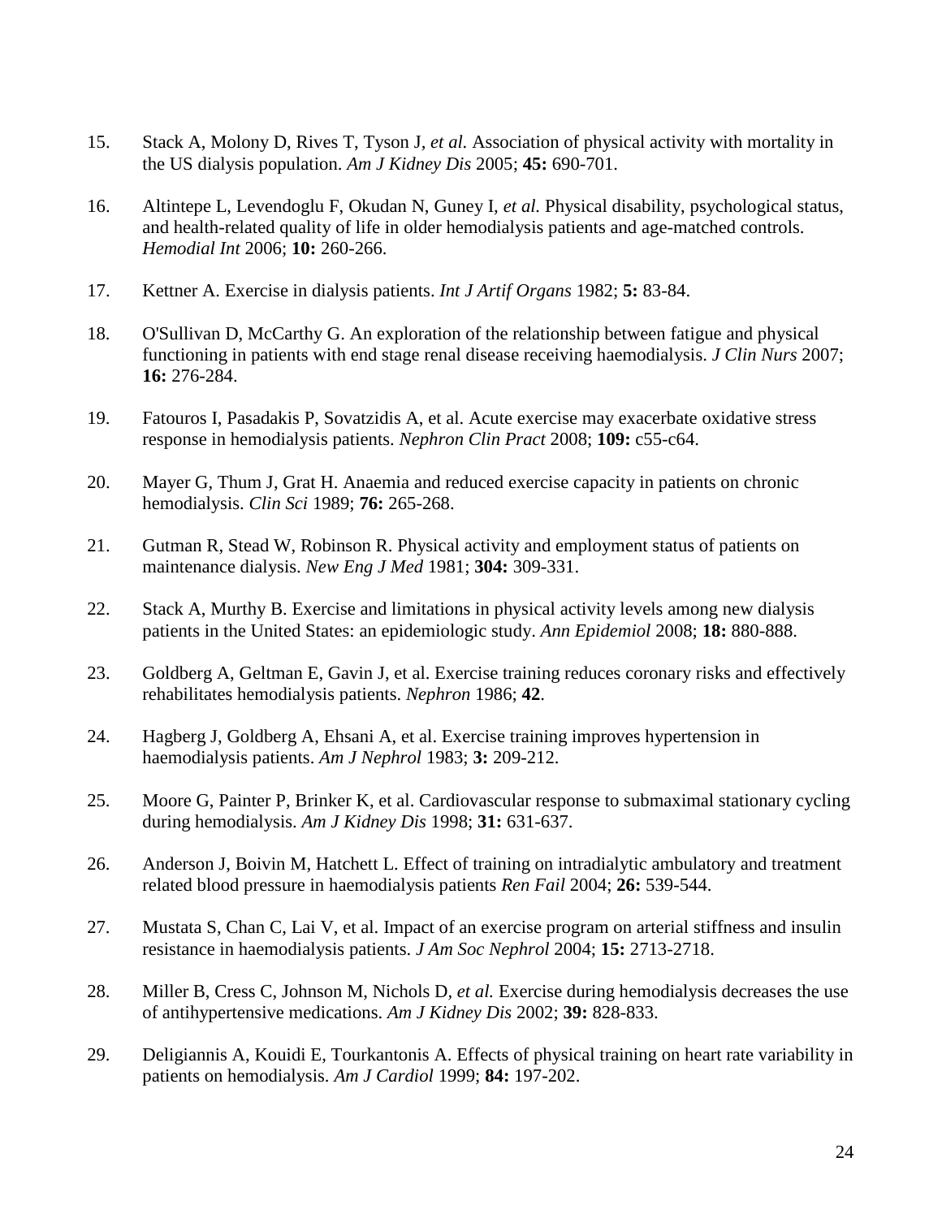15. Stack A, Molony D, Rives T, Tyson J, *et al.* Association of physical activity with mortality in the US dialysis population. *Am J Kidney Dis* 2005; **45:** 690-701.

16. Altintepe L, Levendoglu F, Okudan N, Guney I, *et al.* Physical disability, psychological status, and health-related quality of life in older hemodialysis patients and age-matched controls. *Hemodial Int* 2006; **10:** 260-266.

17. Kettner A. Exercise in dialysis patients. *Int J Artif Organs* 1982; **5:** 83-84.

18. O'Sullivan D, McCarthy G. An exploration of the relationship between fatigue and physical functioning in patients with end stage renal disease receiving haemodialysis. *J Clin Nurs* 2007; **16:** 276-284.

19. Fatouros I, Pasadakis P, Sovatzidis A, et al. Acute exercise may exacerbate oxidative stress response in hemodialysis patients. *Nephron Clin Pract* 2008; **109:** c55-c64.

20. Mayer G, Thum J, Grat H. Anaemia and reduced exercise capacity in patients on chronic hemodialysis. *Clin Sci* 1989; **76:** 265-268.

21. Gutman R, Stead W, Robinson R. Physical activity and employment status of patients on maintenance dialysis. *New Eng J Med* 1981; **304:** 309-331.

22. Stack A, Murthy B. Exercise and limitations in physical activity levels among new dialysis patients in the United States: an epidemiologic study. *Ann Epidemiol* 2008; **18:** 880-888.

23. Goldberg A, Geltman E, Gavin J, et al. Exercise training reduces coronary risks and effectively rehabilitates hemodialysis patients. *Nephron* 1986; **42**.

24. Hagberg J, Goldberg A, Ehsani A, et al. Exercise training improves hypertension in haemodialysis patients. *Am J Nephrol* 1983; **3:** 209-212.

25. Moore G, Painter P, Brinker K, et al. Cardiovascular response to submaximal stationary cycling during hemodialysis. *Am J Kidney Dis* 1998; **31:** 631-637.

26. Anderson J, Boivin M, Hatchett L. Effect of training on intradialytic ambulatory and treatment related blood pressure in haemodialysis patients *Ren Fail* 2004; **26:** 539-544.

27. Mustata S, Chan C, Lai V, et al. Impact of an exercise program on arterial stiffness and insulin resistance in haemodialysis patients. *J Am Soc Nephrol* 2004; **15:** 2713-2718.

28. Miller B, Cress C, Johnson M, Nichols D, *et al.* Exercise during hemodialysis decreases the use of antihypertensive medications. *Am J Kidney Dis* 2002; **39:** 828-833.

29. Deligiannis A, Kouidi E, Tourkantonis A. Effects of physical training on heart rate variability in patients on hemodialysis. *Am J Cardiol* 1999; **84:** 197-202.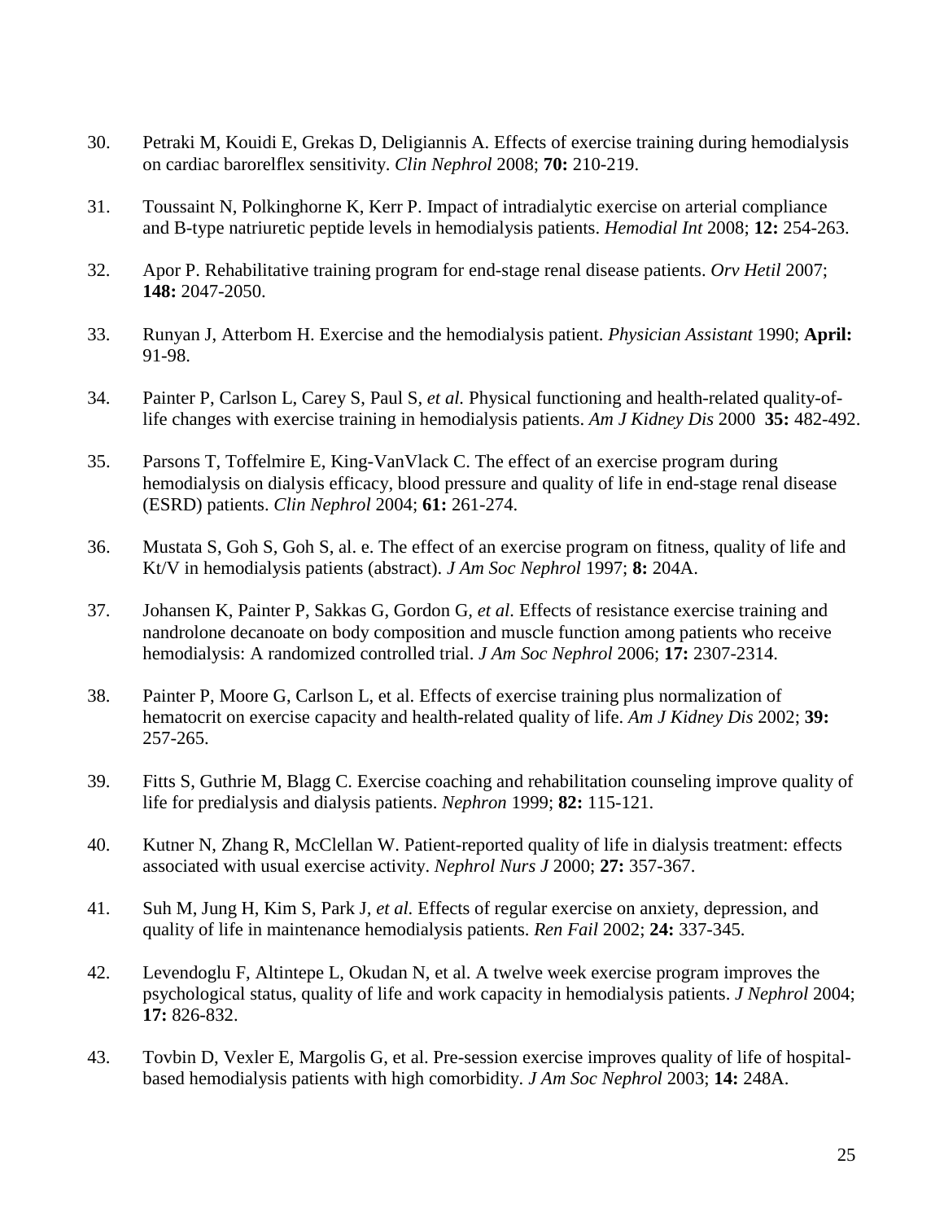30. Petraki M, Kouidi E, Grekas D, Deligiannis A. Effects of exercise training during hemodialysis on cardiac barorelflex sensitivity. *Clin Nephrol* 2008; **70:** 210-219.

31. Toussaint N, Polkinghorne K, Kerr P. Impact of intradialytic exercise on arterial compliance and B-type natriuretic peptide levels in hemodialysis patients. *Hemodial Int* 2008; **12:** 254-263.

32. Apor P. Rehabilitative training program for end-stage renal disease patients. *Orv Hetil* 2007; **148:** 2047-2050.

33. Runyan J, Atterbom H. Exercise and the hemodialysis patient. *Physician Assistant* 1990; **April:** 91-98.

34. Painter P, Carlson L, Carey S, Paul S, *et al.* Physical functioning and health-related quality-of-life changes with exercise training in hemodialysis patients. *Am J Kidney Dis* 2000 **35:** 482-492.

35. Parsons T, Toffelmire E, King-VanVlack C. The effect of an exercise program during hemodialysis on dialysis efficacy, blood pressure and quality of life in end-stage renal disease (ESRD) patients. *Clin Nephrol* 2004; **61:** 261-274.

36. Mustata S, Goh S, Goh S, al. e. The effect of an exercise program on fitness, quality of life and Kt/V in hemodialysis patients (abstract). *J Am Soc Nephrol* 1997; **8:** 204A.

37. Johansen K, Painter P, Sakkas G, Gordon G, *et al*. Effects of resistance exercise training and nandrolone decanoate on body composition and muscle function among patients who receive hemodialysis: A randomized controlled trial. *J Am Soc Nephrol* 2006; **17:** 2307-2314.

38. Painter P, Moore G, Carlson L, et al. Effects of exercise training plus normalization of hematocrit on exercise capacity and health-related quality of life. *Am J Kidney Dis* 2002; **39:** 257-265.

39. Fitts S, Guthrie M, Blagg C. Exercise coaching and rehabilitation counseling improve quality of life for predialysis and dialysis patients. *Nephron* 1999; **82:** 115-121.

40. Kutner N, Zhang R, McClellan W. Patient-reported quality of life in dialysis treatment: effects associated with usual exercise activity. *Nephrol Nurs J* 2000; **27:** 357-367.

41. Suh M, Jung H, Kim S, Park J, *et al.* Effects of regular exercise on anxiety, depression, and quality of life in maintenance hemodialysis patients. *Ren Fail* 2002; **24:** 337-345.

42. Levendoglu F, Altintepe L, Okudan N, et al. A twelve week exercise program improves the psychological status, quality of life and work capacity in hemodialysis patients. *J Nephrol* 2004; **17:** 826-832.

43. Tovbin D, Vexler E, Margolis G, et al. Pre-session exercise improves quality of life of hospital-based hemodialysis patients with high comorbidity. *J Am Soc Nephrol* 2003; **14:** 248A.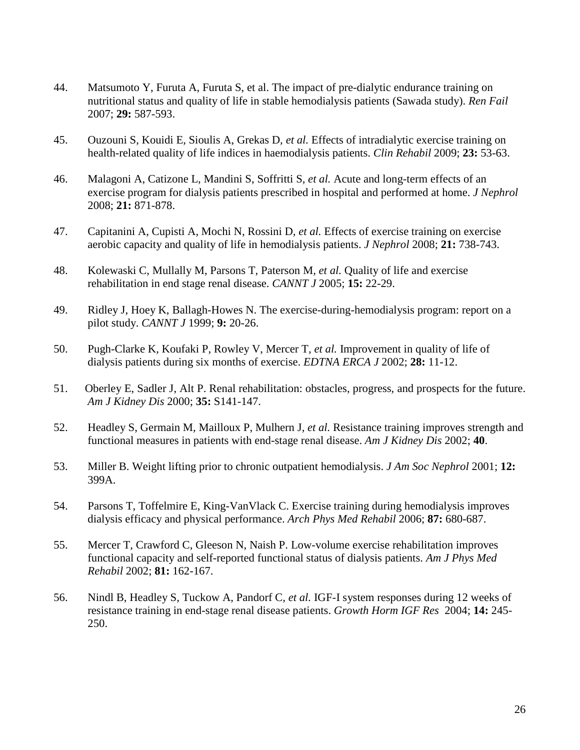44. Matsumoto Y, Furuta A, Furuta S, et al. The impact of pre-dialytic endurance training on nutritional status and quality of life in stable hemodialysis patients (Sawada study). *Ren Fail* 2007; **29:** 587-593.

45. Ouzouni S, Kouidi E, Sioulis A, Grekas D*, et al.* Effects of intradialytic exercise training on health-related quality of life indices in haemodialysis patients. *Clin Rehabil* 2009; **23:** 53-63.

46. Malagoni A, Catizone L, Mandini S, Soffritti S*, et al.* Acute and long-term effects of an exercise program for dialysis patients prescribed in hospital and performed at home. *J Nephrol* 2008; **21:** 871-878.

47. Capitanini A, Cupisti A, Mochi N, Rossini D*, et al.* Effects of exercise training on exercise aerobic capacity and quality of life in hemodialysis patients. *J Nephrol* 2008; **21:** 738-743.

48. Kolewaski C, Mullally M, Parsons T, Paterson M*, et al.* Quality of life and exercise rehabilitation in end stage renal disease. *CANNT J* 2005; **15:** 22-29.

49. Ridley J, Hoey K, Ballagh-Howes N. The exercise-during-hemodialysis program: report on a pilot study. *CANNT J* 1999; **9:** 20-26.

50. Pugh-Clarke K, Koufaki P, Rowley V, Mercer T*, et al.* Improvement in quality of life of dialysis patients during six months of exercise. *EDTNA ERCA J* 2002; **28:** 11-12.

51. Oberley E, Sadler J, Alt P. Renal rehabilitation: obstacles, progress, and prospects for the future. *Am J Kidney Dis* 2000; **35:** S141-147.

52. Headley S, Germain M, Mailloux P, Mulhern J*, et al.* Resistance training improves strength and functional measures in patients with end-stage renal disease. *Am J Kidney Dis* 2002; **40**.

53. Miller B. Weight lifting prior to chronic outpatient hemodialysis. *J Am Soc Nephrol* 2001; **12:** 399A.

54. Parsons T, Toffelmire E, King-VanVlack C. Exercise training during hemodialysis improves dialysis efficacy and physical performance. *Arch Phys Med Rehabil* 2006; **87:** 680-687.

55. Mercer T, Crawford C, Gleeson N, Naish P. Low-volume exercise rehabilitation improves functional capacity and self-reported functional status of dialysis patients. *Am J Phys Med Rehabil* 2002; **81:** 162-167.

56. Nindl B, Headley S, Tuckow A, Pandorf C*, et al.* IGF-I system responses during 12 weeks of resistance training in end-stage renal disease patients. *Growth Horm IGF Res* 2004; **14:** 245-250.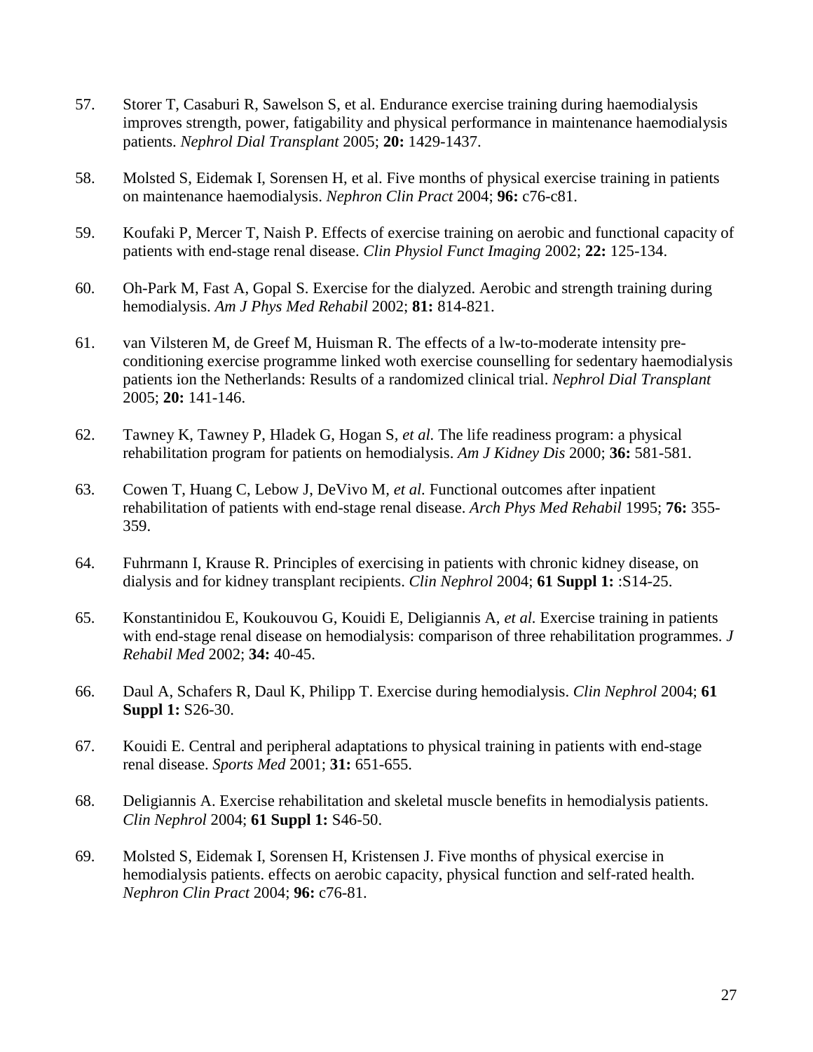57. Storer T, Casaburi R, Sawelson S, et al. Endurance exercise training during haemodialysis improves strength, power, fatigability and physical performance in maintenance haemodialysis patients. *Nephrol Dial Transplant* 2005; **20:** 1429-1437.

58. Molsted S, Eidemak I, Sorensen H, et al. Five months of physical exercise training in patients on maintenance haemodialysis. *Nephron Clin Pract* 2004; **96:** c76-c81.

59. Koufaki P, Mercer T, Naish P. Effects of exercise training on aerobic and functional capacity of patients with end-stage renal disease. *Clin Physiol Funct Imaging* 2002; **22:** 125-134.

60. Oh-Park M, Fast A, Gopal S. Exercise for the dialyzed. Aerobic and strength training during hemodialysis. *Am J Phys Med Rehabil* 2002; **81:** 814-821.

61. van Vilsteren M, de Greef M, Huisman R. The effects of a lw-to-moderate intensity pre-conditioning exercise programme linked woth exercise counselling for sedentary haemodialysis patients ion the Netherlands: Results of a randomized clinical trial. *Nephrol Dial Transplant* 2005; **20:** 141-146.

62. Tawney K, Tawney P, Hladek G, Hogan S, *et al.* The life readiness program: a physical rehabilitation program for patients on hemodialysis. *Am J Kidney Dis* 2000; **36:** 581-581.

63. Cowen T, Huang C, Lebow J, DeVivo M, *et al.* Functional outcomes after inpatient rehabilitation of patients with end-stage renal disease. *Arch Phys Med Rehabil* 1995; **76:** 355-359.

64. Fuhrmann I, Krause R. Principles of exercising in patients with chronic kidney disease, on dialysis and for kidney transplant recipients. *Clin Nephrol* 2004; **61 Suppl 1:** :S14-25.

65. Konstantinidou E, Koukouvou G, Kouidi E, Deligiannis A, *et al.* Exercise training in patients with end-stage renal disease on hemodialysis: comparison of three rehabilitation programmes. *J Rehabil Med* 2002; **34:** 40-45.

66. Daul A, Schafers R, Daul K, Philipp T. Exercise during hemodialysis. *Clin Nephrol* 2004; **61 Suppl 1:** S26-30.

67. Kouidi E. Central and peripheral adaptations to physical training in patients with end-stage renal disease. *Sports Med* 2001; **31:** 651-655.

68. Deligiannis A. Exercise rehabilitation and skeletal muscle benefits in hemodialysis patients. *Clin Nephrol* 2004; **61 Suppl 1:** S46-50.

69. Molsted S, Eidemak I, Sorensen H, Kristensen J. Five months of physical exercise in hemodialysis patients. effects on aerobic capacity, physical function and self-rated health. *Nephron Clin Pract* 2004; **96:** c76-81.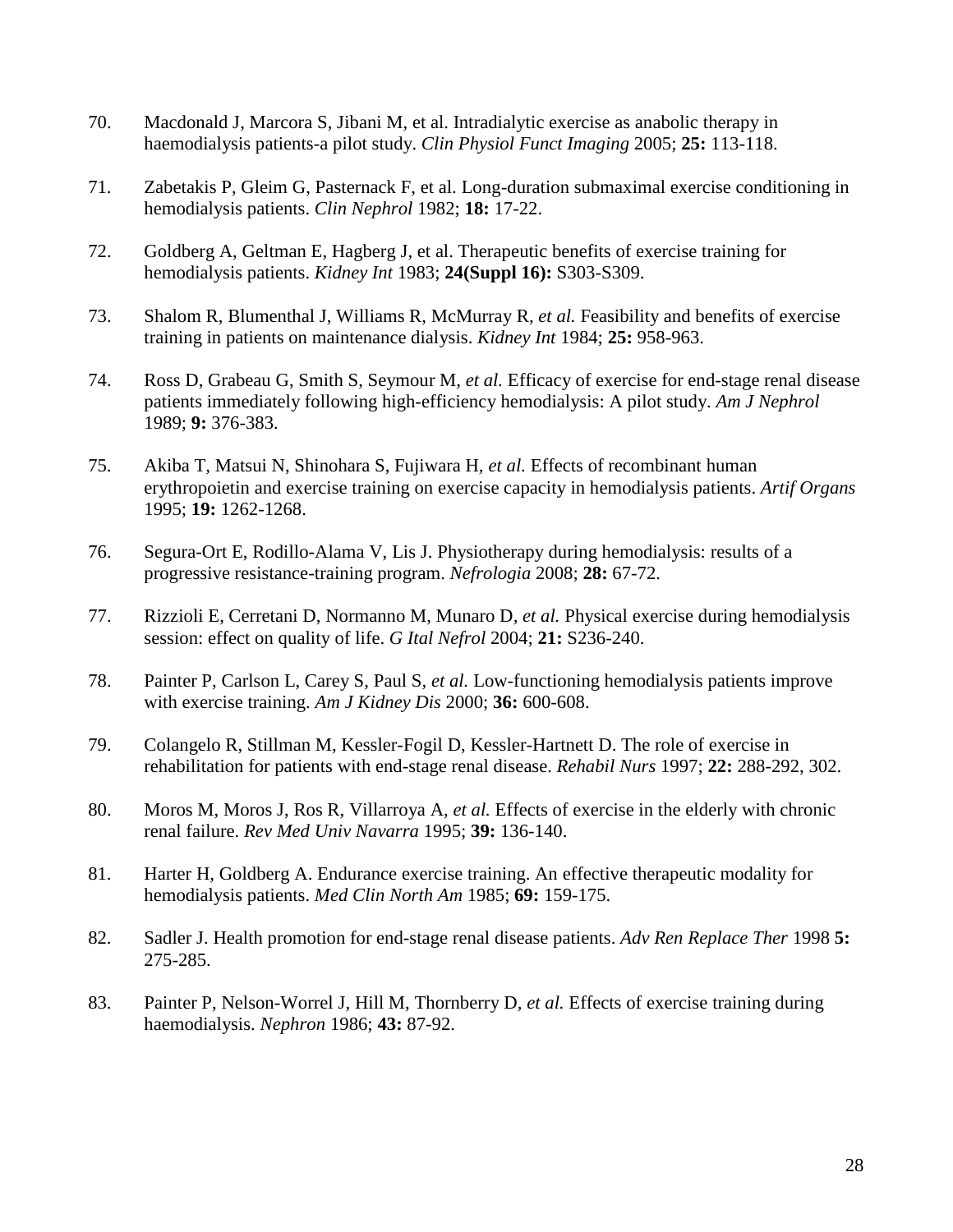70. Macdonald J, Marcora S, Jibani M, et al. Intradialytic exercise as anabolic therapy in haemodialysis patients-a pilot study. *Clin Physiol Funct Imaging* 2005; **25:** 113-118.

71. Zabetakis P, Gleim G, Pasternack F, et al. Long-duration submaximal exercise conditioning in hemodialysis patients. *Clin Nephrol* 1982; **18:** 17-22.

72. Goldberg A, Geltman E, Hagberg J, et al. Therapeutic benefits of exercise training for hemodialysis patients. *Kidney Int* 1983; **24(Suppl 16):** S303-S309.

73. Shalom R, Blumenthal J, Williams R, McMurray R, *et al.* Feasibility and benefits of exercise training in patients on maintenance dialysis. *Kidney Int* 1984; **25:** 958-963.

74. Ross D, Grabeau G, Smith S, Seymour M, *et al.* Efficacy of exercise for end-stage renal disease patients immediately following high-efficiency hemodialysis: A pilot study. *Am J Nephrol* 1989; **9:** 376-383.

75. Akiba T, Matsui N, Shinohara S, Fujiwara H, *et al.* Effects of recombinant human erythropoietin and exercise training on exercise capacity in hemodialysis patients. *Artif Organs* 1995; **19:** 1262-1268.

76. Segura-Ort E, Rodillo-Alama V, Lis J. Physiotherapy during hemodialysis: results of a progressive resistance-training program. *Nefrologia* 2008; **28:** 67-72.

77. Rizzioli E, Cerretani D, Normanno M, Munaro D, *et al.* Physical exercise during hemodialysis session: effect on quality of life. *G Ital Nefrol* 2004; **21:** S236-240.

78. Painter P, Carlson L, Carey S, Paul S, *et al.* Low-functioning hemodialysis patients improve with exercise training. *Am J Kidney Dis* 2000; **36:** 600-608.

79. Colangelo R, Stillman M, Kessler-Fogil D, Kessler-Hartnett D. The role of exercise in rehabilitation for patients with end-stage renal disease. *Rehabil Nurs* 1997; **22:** 288-292, 302.

80. Moros M, Moros J, Ros R, Villarroya A, *et al.* Effects of exercise in the elderly with chronic renal failure. *Rev Med Univ Navarra* 1995; **39:** 136-140.

81. Harter H, Goldberg A. Endurance exercise training. An effective therapeutic modality for hemodialysis patients. *Med Clin North Am* 1985; **69:** 159-175.

82. Sadler J. Health promotion for end-stage renal disease patients. *Adv Ren Replace Ther* 1998 **5:** 275-285.

83. Painter P, Nelson-Worrel J, Hill M, Thornberry D, *et al.* Effects of exercise training during haemodialysis. *Nephron* 1986; **43:** 87-92.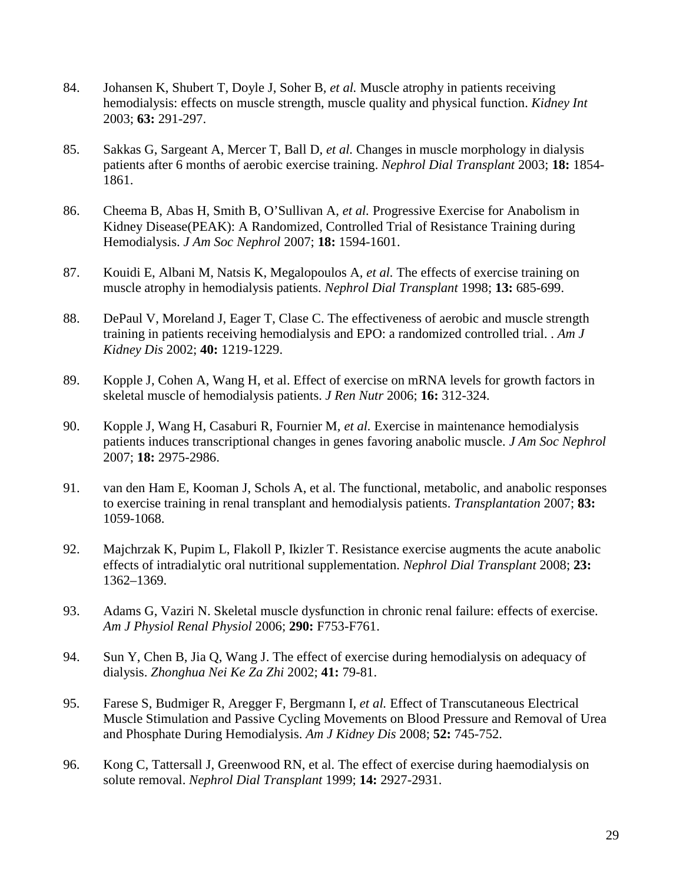84. Johansen K, Shubert T, Doyle J, Soher B, *et al.* Muscle atrophy in patients receiving hemodialysis: effects on muscle strength, muscle quality and physical function. *Kidney Int* 2003; **63:** 291-297.

85. Sakkas G, Sargeant A, Mercer T, Ball D, *et al.* Changes in muscle morphology in dialysis patients after 6 months of aerobic exercise training. *Nephrol Dial Transplant* 2003; **18:** 1854-1861.

86. Cheema B, Abas H, Smith B, O'Sullivan A, *et al.* Progressive Exercise for Anabolism in Kidney Disease(PEAK): A Randomized, Controlled Trial of Resistance Training during Hemodialysis. *J Am Soc Nephrol* 2007; **18:** 1594-1601.

87. Kouidi E, Albani M, Natsis K, Megalopoulos A, *et al.* The effects of exercise training on muscle atrophy in hemodialysis patients. *Nephrol Dial Transplant* 1998; **13:** 685-699.

88. DePaul V, Moreland J, Eager T, Clase C. The effectiveness of aerobic and muscle strength training in patients receiving hemodialysis and EPO: a randomized controlled trial. . *Am J Kidney Dis* 2002; **40:** 1219-1229.

89. Kopple J, Cohen A, Wang H, et al. Effect of exercise on mRNA levels for growth factors in skeletal muscle of hemodialysis patients. *J Ren Nutr* 2006; **16:** 312-324.

90. Kopple J, Wang H, Casaburi R, Fournier M, *et al.* Exercise in maintenance hemodialysis patients induces transcriptional changes in genes favoring anabolic muscle. *J Am Soc Nephrol* 2007; **18:** 2975-2986.

91. van den Ham E, Kooman J, Schols A, et al. The functional, metabolic, and anabolic responses to exercise training in renal transplant and hemodialysis patients. *Transplantation* 2007; **83:** 1059-1068.

92. Majchrzak K, Pupim L, Flakoll P, Ikizler T. Resistance exercise augments the acute anabolic effects of intradialytic oral nutritional supplementation. *Nephrol Dial Transplant* 2008; **23:** 1362–1369.

93. Adams G, Vaziri N. Skeletal muscle dysfunction in chronic renal failure: effects of exercise. *Am J Physiol Renal Physiol* 2006; **290:** F753-F761.

94. Sun Y, Chen B, Jia Q, Wang J. The effect of exercise during hemodialysis on adequacy of dialysis. *Zhonghua Nei Ke Za Zhi* 2002; **41:** 79-81.

95. Farese S, Budmiger R, Aregger F, Bergmann I, *et al.* Effect of Transcutaneous Electrical Muscle Stimulation and Passive Cycling Movements on Blood Pressure and Removal of Urea and Phosphate During Hemodialysis. *Am J Kidney Dis* 2008; **52:** 745-752.

96. Kong C, Tattersall J, Greenwood RN, et al. The effect of exercise during haemodialysis on solute removal. *Nephrol Dial Transplant* 1999; **14:** 2927-2931.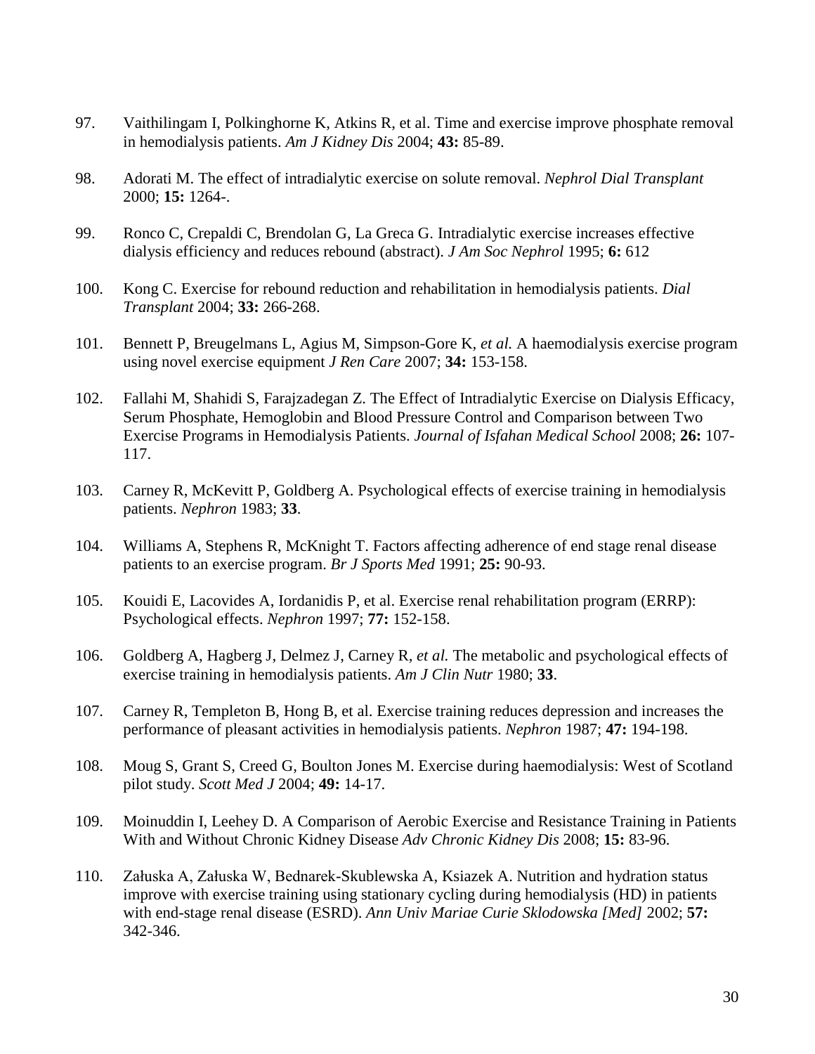97. Vaithilingam I, Polkinghorne K, Atkins R, et al. Time and exercise improve phosphate removal in hemodialysis patients. *Am J Kidney Dis* 2004; **43:** 85-89.

98. Adorati M. The effect of intradialytic exercise on solute removal. *Nephrol Dial Transplant* 2000; **15:** 1264-.

99. Ronco C, Crepaldi C, Brendolan G, La Greca G. Intradialytic exercise increases effective dialysis efficiency and reduces rebound (abstract). *J Am Soc Nephrol* 1995; **6:** 612

100. Kong C. Exercise for rebound reduction and rehabilitation in hemodialysis patients. *Dial Transplant* 2004; **33:** 266-268.

101. Bennett P, Breugelmans L, Agius M, Simpson-Gore K*, et al.* A haemodialysis exercise program using novel exercise equipment *J Ren Care* 2007; **34:** 153-158.

102. Fallahi M, Shahidi S, Farajzadegan Z. The Effect of Intradialytic Exercise on Dialysis Efficacy, Serum Phosphate, Hemoglobin and Blood Pressure Control and Comparison between Two Exercise Programs in Hemodialysis Patients. *Journal of Isfahan Medical School* 2008; **26:** 107-117.

103. Carney R, McKevitt P, Goldberg A. Psychological effects of exercise training in hemodialysis patients. *Nephron* 1983; **33**.

104. Williams A, Stephens R, McKnight T. Factors affecting adherence of end stage renal disease patients to an exercise program. *Br J Sports Med* 1991; **25:** 90-93.

105. Kouidi E, Lacovides A, Iordanidis P, et al. Exercise renal rehabilitation program (ERRP): Psychological effects. *Nephron* 1997; **77:** 152-158.

106. Goldberg A, Hagberg J, Delmez J, Carney R*, et al.* The metabolic and psychological effects of exercise training in hemodialysis patients. *Am J Clin Nutr* 1980; **33**.

107. Carney R, Templeton B, Hong B, et al. Exercise training reduces depression and increases the performance of pleasant activities in hemodialysis patients. *Nephron* 1987; **47:** 194-198.

108. Moug S, Grant S, Creed G, Boulton Jones M. Exercise during haemodialysis: West of Scotland pilot study. *Scott Med J* 2004; **49:** 14-17.

109. Moinuddin I, Leehey D. A Comparison of Aerobic Exercise and Resistance Training in Patients With and Without Chronic Kidney Disease *Adv Chronic Kidney Dis* 2008; **15:** 83-96.

110. Załuska A, Załuska W, Bednarek-Skublewska A, Ksiazek A. Nutrition and hydration status improve with exercise training using stationary cycling during hemodialysis (HD) in patients with end-stage renal disease (ESRD). *Ann Univ Mariae Curie Sklodowska [Med]* 2002; **57:** 342-346.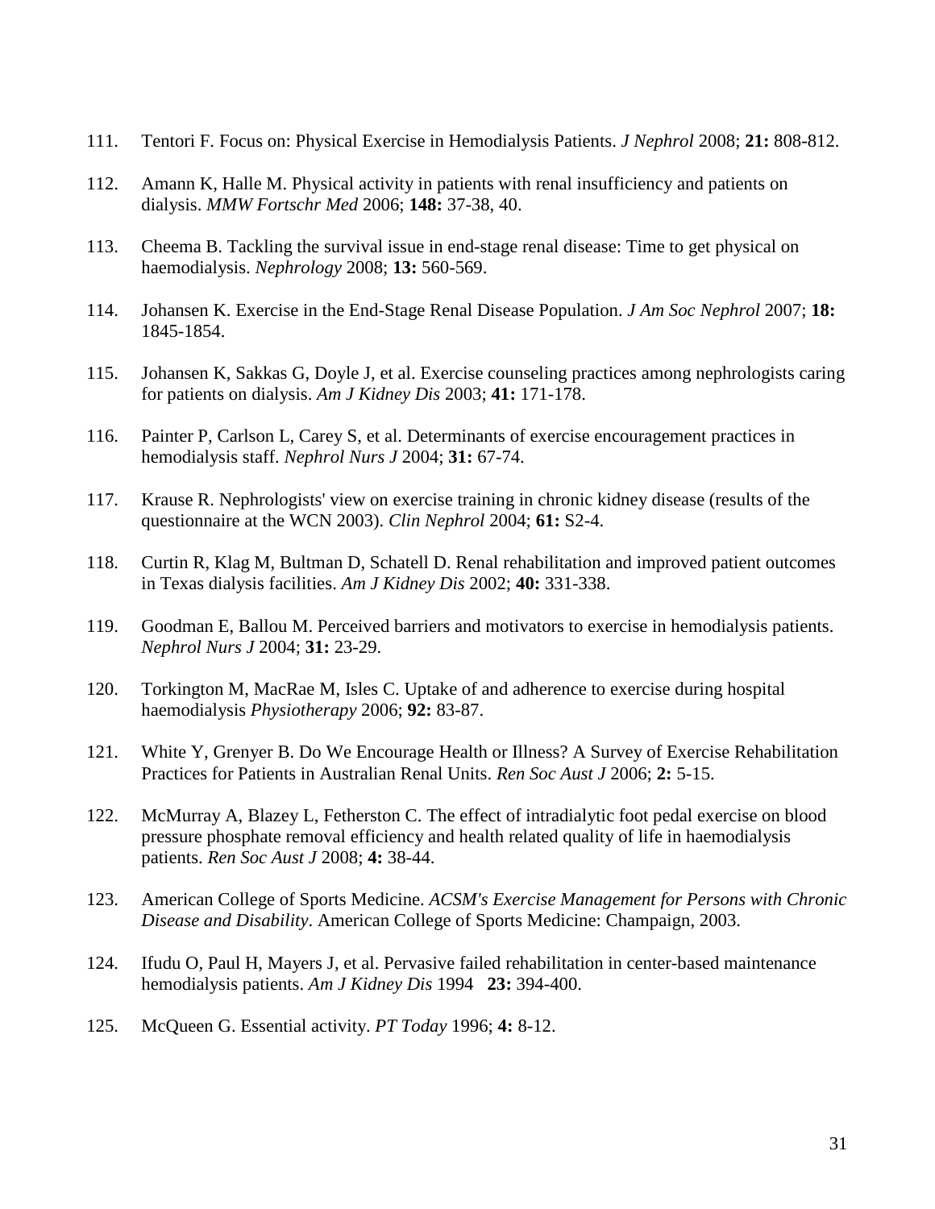111. Tentori F. Focus on: Physical Exercise in Hemodialysis Patients. *J Nephrol* 2008; **21:** 808-812.

112. Amann K, Halle M. Physical activity in patients with renal insufficiency and patients on dialysis. *MMW Fortschr Med* 2006; **148:** 37-38, 40.

113. Cheema B. Tackling the survival issue in end-stage renal disease: Time to get physical on haemodialysis. *Nephrology* 2008; **13:** 560-569.

114. Johansen K. Exercise in the End-Stage Renal Disease Population. *J Am Soc Nephrol* 2007; **18:** 1845-1854.

115. Johansen K, Sakkas G, Doyle J, et al. Exercise counseling practices among nephrologists caring for patients on dialysis. *Am J Kidney Dis* 2003; **41:** 171-178.

116. Painter P, Carlson L, Carey S, et al. Determinants of exercise encouragement practices in hemodialysis staff. *Nephrol Nurs J* 2004; **31:** 67-74.

117. Krause R. Nephrologists' view on exercise training in chronic kidney disease (results of the questionnaire at the WCN 2003). *Clin Nephrol* 2004; **61:** S2-4.

118. Curtin R, Klag M, Bultman D, Schatell D. Renal rehabilitation and improved patient outcomes in Texas dialysis facilities. *Am J Kidney Dis* 2002; **40:** 331-338.

119. Goodman E, Ballou M. Perceived barriers and motivators to exercise in hemodialysis patients. *Nephrol Nurs J* 2004; **31:** 23-29.

120. Torkington M, MacRae M, Isles C. Uptake of and adherence to exercise during hospital haemodialysis *Physiotherapy* 2006; **92:** 83-87.

121. White Y, Grenyer B. Do We Encourage Health or Illness? A Survey of Exercise Rehabilitation Practices for Patients in Australian Renal Units. *Ren Soc Aust J* 2006; **2:** 5-15.

122. McMurray A, Blazey L, Fetherston C. The effect of intradialytic foot pedal exercise on blood pressure phosphate removal efficiency and health related quality of life in haemodialysis patients. *Ren Soc Aust J* 2008; **4:** 38-44.

123. American College of Sports Medicine. *ACSM's Exercise Management for Persons with Chronic Disease and Disability*. American College of Sports Medicine: Champaign, 2003.

124. Ifudu O, Paul H, Mayers J, et al. Pervasive failed rehabilitation in center-based maintenance hemodialysis patients. *Am J Kidney Dis* 1994 **23:** 394-400.

125. McQueen G. Essential activity. *PT Today* 1996; **4:** 8-12.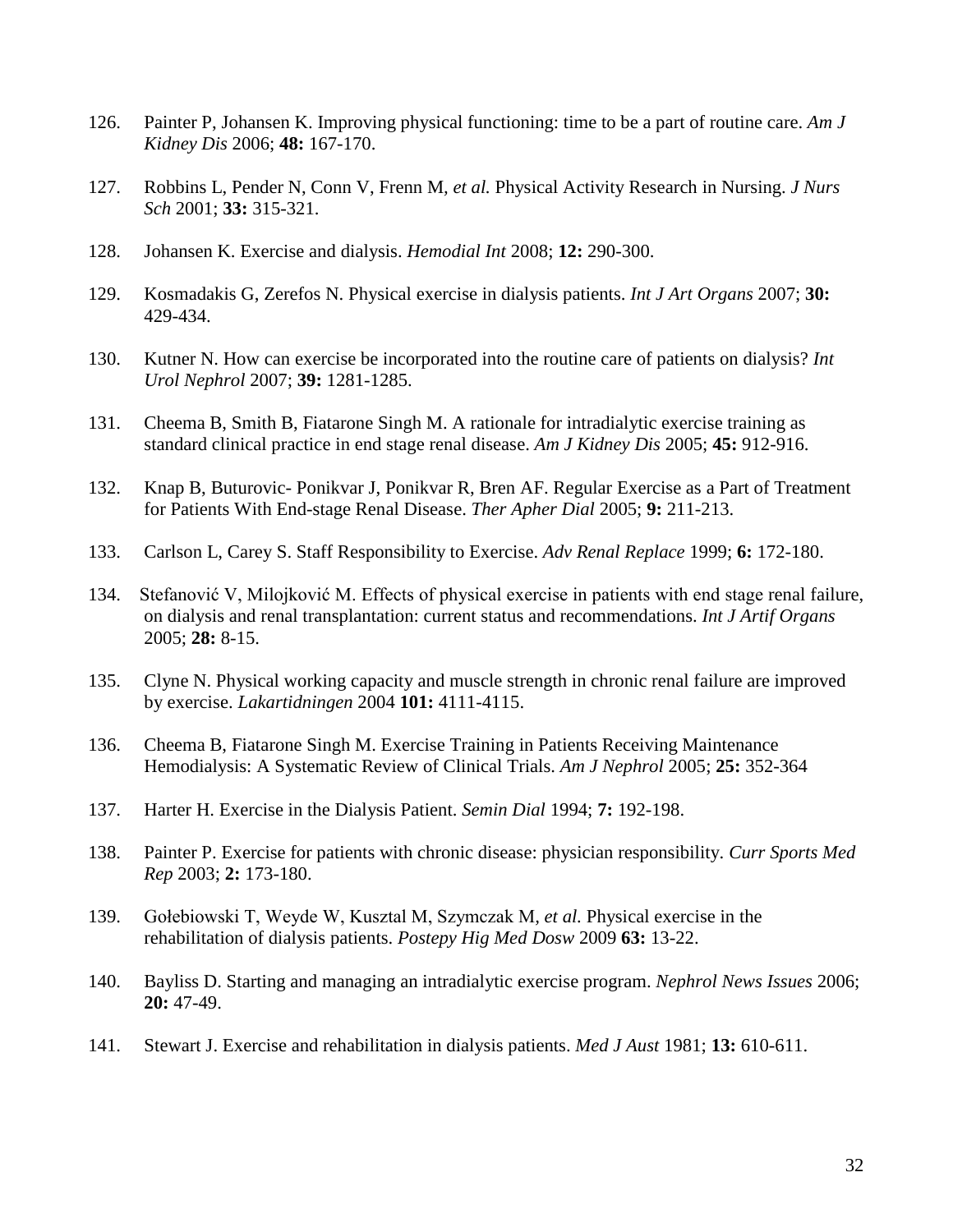126. Painter P, Johansen K. Improving physical functioning: time to be a part of routine care. *Am J Kidney Dis* 2006; **48:** 167-170.

127. Robbins L, Pender N, Conn V, Frenn M, *et al.* Physical Activity Research in Nursing. *J Nurs Sch* 2001; **33:** 315-321.

128. Johansen K. Exercise and dialysis. *Hemodial Int* 2008; **12:** 290-300.

129. Kosmadakis G, Zerefos N. Physical exercise in dialysis patients. *Int J Art Organs* 2007; **30:** 429-434.

130. Kutner N. How can exercise be incorporated into the routine care of patients on dialysis? *Int Urol Nephrol* 2007; **39:** 1281-1285.

131. Cheema B, Smith B, Fiatarone Singh M. A rationale for intradialytic exercise training as standard clinical practice in end stage renal disease. *Am J Kidney Dis* 2005; **45:** 912-916.

132. Knap B, Buturovic- Ponikvar J, Ponikvar R, Bren AF. Regular Exercise as a Part of Treatment for Patients With End-stage Renal Disease. *Ther Apher Dial* 2005; **9:** 211-213.

133. Carlson L, Carey S. Staff Responsibility to Exercise. *Adv Renal Replace* 1999; **6:** 172-180.

134. Stefanović V, Milojković M. Effects of physical exercise in patients with end stage renal failure, on dialysis and renal transplantation: current status and recommendations. *Int J Artif Organs* 2005; **28:** 8-15.

135. Clyne N. Physical working capacity and muscle strength in chronic renal failure are improved by exercise. *Lakartidningen* 2004 **101:** 4111-4115.

136. Cheema B, Fiatarone Singh M. Exercise Training in Patients Receiving Maintenance Hemodialysis: A Systematic Review of Clinical Trials. *Am J Nephrol* 2005; **25:** 352-364

137. Harter H. Exercise in the Dialysis Patient. *Semin Dial* 1994; **7:** 192-198.

138. Painter P. Exercise for patients with chronic disease: physician responsibility. *Curr Sports Med Rep* 2003; **2:** 173-180.

139. Gołebiowski T, Weyde W, Kusztal M, Szymczak M, *et al.* Physical exercise in the rehabilitation of dialysis patients. *Postepy Hig Med Dosw* 2009 **63:** 13-22.

140. Bayliss D. Starting and managing an intradialytic exercise program. *Nephrol News Issues* 2006; **20:** 47-49.

141. Stewart J. Exercise and rehabilitation in dialysis patients. *Med J Aust* 1981; **13:** 610-611.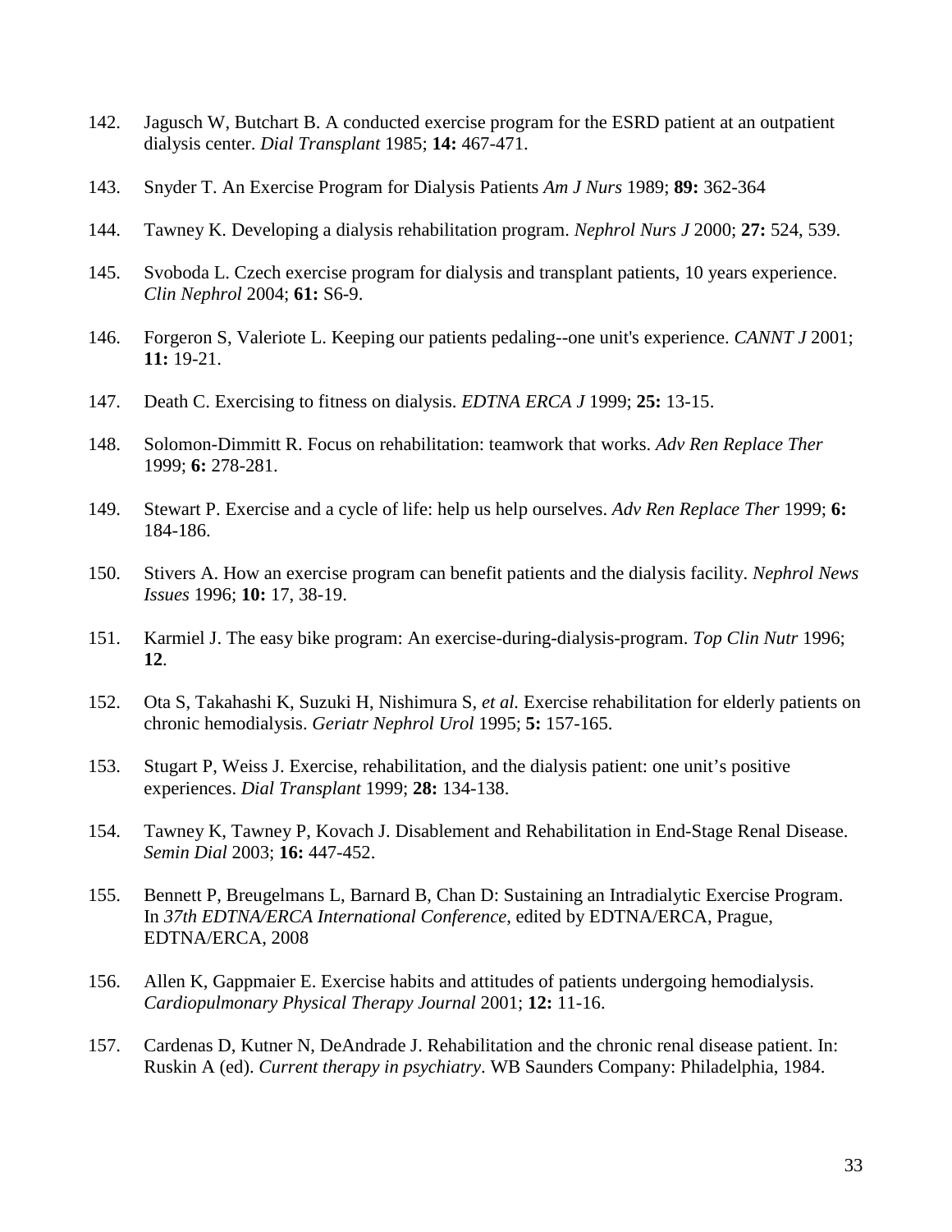142. Jagusch W, Butchart B. A conducted exercise program for the ESRD patient at an outpatient dialysis center. *Dial Transplant* 1985; **14:** 467-471.

143. Snyder T. An Exercise Program for Dialysis Patients *Am J Nurs* 1989; **89:** 362-364

144. Tawney K. Developing a dialysis rehabilitation program. *Nephrol Nurs J* 2000; **27:** 524, 539.

145. Svoboda L. Czech exercise program for dialysis and transplant patients, 10 years experience. *Clin Nephrol* 2004; **61:** S6-9.

146. Forgeron S, Valeriote L. Keeping our patients pedaling--one unit's experience. *CANNT J* 2001; **11:** 19-21.

147. Death C. Exercising to fitness on dialysis. *EDTNA ERCA J* 1999; **25:** 13-15.

148. Solomon-Dimmitt R. Focus on rehabilitation: teamwork that works. *Adv Ren Replace Ther* 1999; **6:** 278-281.

149. Stewart P. Exercise and a cycle of life: help us help ourselves. *Adv Ren Replace Ther* 1999; **6:** 184-186.

150. Stivers A. How an exercise program can benefit patients and the dialysis facility. *Nephrol News Issues* 1996; **10:** 17, 38-19.

151. Karmiel J. The easy bike program: An exercise-during-dialysis-program. *Top Clin Nutr* 1996; **12**.

152. Ota S, Takahashi K, Suzuki H, Nishimura S, *et al.* Exercise rehabilitation for elderly patients on chronic hemodialysis. *Geriatr Nephrol Urol* 1995; **5:** 157-165.

153. Stugart P, Weiss J. Exercise, rehabilitation, and the dialysis patient: one unit's positive experiences. *Dial Transplant* 1999; **28:** 134-138.

154. Tawney K, Tawney P, Kovach J. Disablement and Rehabilitation in End-Stage Renal Disease. *Semin Dial* 2003; **16:** 447-452.

155. Bennett P, Breugelmans L, Barnard B, Chan D: Sustaining an Intradialytic Exercise Program. In *37th EDTNA/ERCA International Conference*, edited by EDTNA/ERCA, Prague, EDTNA/ERCA, 2008

156. Allen K, Gappmaier E. Exercise habits and attitudes of patients undergoing hemodialysis. *Cardiopulmonary Physical Therapy Journal* 2001; **12:** 11-16.

157. Cardenas D, Kutner N, DeAndrade J. Rehabilitation and the chronic renal disease patient. In: Ruskin A (ed). *Current therapy in psychiatry*. WB Saunders Company: Philadelphia, 1984.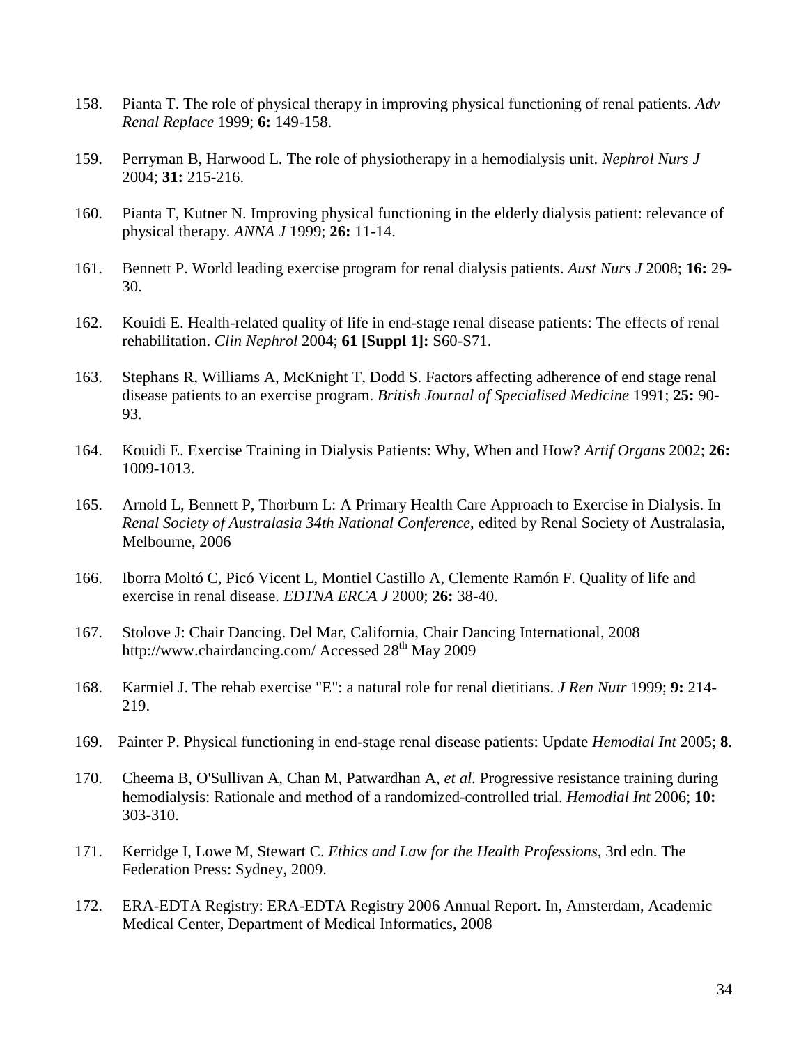158. Pianta T. The role of physical therapy in improving physical functioning of renal patients. *Adv Renal Replace* 1999; **6:** 149-158.

159. Perryman B, Harwood L. The role of physiotherapy in a hemodialysis unit. *Nephrol Nurs J* 2004; **31:** 215-216.

160. Pianta T, Kutner N. Improving physical functioning in the elderly dialysis patient: relevance of physical therapy. *ANNA J* 1999; **26:** 11-14.

161. Bennett P. World leading exercise program for renal dialysis patients. *Aust Nurs J* 2008; **16:** 29-30.

162. Kouidi E. Health-related quality of life in end-stage renal disease patients: The effects of renal rehabilitation. *Clin Nephrol* 2004; **61 [Suppl 1]:** S60-S71.

163. Stephans R, Williams A, McKnight T, Dodd S. Factors affecting adherence of end stage renal disease patients to an exercise program. *British Journal of Specialised Medicine* 1991; **25:** 90-93.

164. Kouidi E. Exercise Training in Dialysis Patients: Why, When and How? *Artif Organs* 2002; **26:** 1009-1013.

165. Arnold L, Bennett P, Thorburn L: A Primary Health Care Approach to Exercise in Dialysis. In *Renal Society of Australasia 34th National Conference*, edited by Renal Society of Australasia, Melbourne, 2006

166. Iborra Moltó C, Picó Vicent L, Montiel Castillo A, Clemente Ramón F. Quality of life and exercise in renal disease. *EDTNA ERCA J* 2000; **26:** 38-40.

167. Stolove J: Chair Dancing. Del Mar, California, Chair Dancing International, 2008 http://www.chairdancing.com/ Accessed 28th May 2009

168. Karmiel J. The rehab exercise "E": a natural role for renal dietitians. *J Ren Nutr* 1999; **9:** 214-219.

169. Painter P. Physical functioning in end-stage renal disease patients: Update *Hemodial Int* 2005; **8**.

170. Cheema B, O'Sullivan A, Chan M, Patwardhan A, *et al.* Progressive resistance training during hemodialysis: Rationale and method of a randomized-controlled trial. *Hemodial Int* 2006; **10:** 303-310.

171. Kerridge I, Lowe M, Stewart C. *Ethics and Law for the Health Professions*, 3rd edn. The Federation Press: Sydney, 2009.

172. ERA-EDTA Registry: ERA-EDTA Registry 2006 Annual Report. In, Amsterdam, Academic Medical Center, Department of Medical Informatics, 2008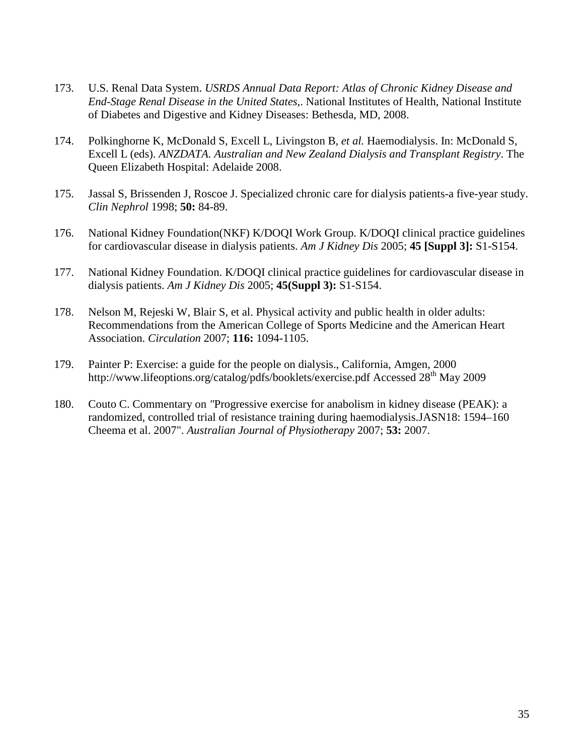173. U.S. Renal Data System. *USRDS Annual Data Report: Atlas of Chronic Kidney Disease and End-Stage Renal Disease in the United States,*. National Institutes of Health, National Institute of Diabetes and Digestive and Kidney Diseases: Bethesda, MD, 2008.

174. Polkinghorne K, McDonald S, Excell L, Livingston B, *et al.* Haemodialysis. In: McDonald S, Excell L (eds). *ANZDATA. Australian and New Zealand Dialysis and Transplant Registry*. The Queen Elizabeth Hospital: Adelaide 2008.

175. Jassal S, Brissenden J, Roscoe J. Specialized chronic care for dialysis patients-a five-year study. *Clin Nephrol* 1998; **50:** 84-89.

176. National Kidney Foundation(NKF) K/DOQI Work Group. K/DOQI clinical practice guidelines for cardiovascular disease in dialysis patients. *Am J Kidney Dis* 2005; **45 [Suppl 3]:** S1-S154.

177. National Kidney Foundation. K/DOQI clinical practice guidelines for cardiovascular disease in dialysis patients. *Am J Kidney Dis* 2005; **45(Suppl 3):** S1-S154.

178. Nelson M, Rejeski W, Blair S, et al. Physical activity and public health in older adults: Recommendations from the American College of Sports Medicine and the American Heart Association. *Circulation* 2007; **116:** 1094-1105.

179. Painter P: Exercise: a guide for the people on dialysis., California, Amgen, 2000 http://www.lifeoptions.org/catalog/pdfs/booklets/exercise.pdf Accessed 28th May 2009

180. Couto C. Commentary on "Progressive exercise for anabolism in kidney disease (PEAK): a randomized, controlled trial of resistance training during haemodialysis.JASN18: 1594–160 Cheema et al. 2007". *Australian Journal of Physiotherapy* 2007; **53:** 2007.